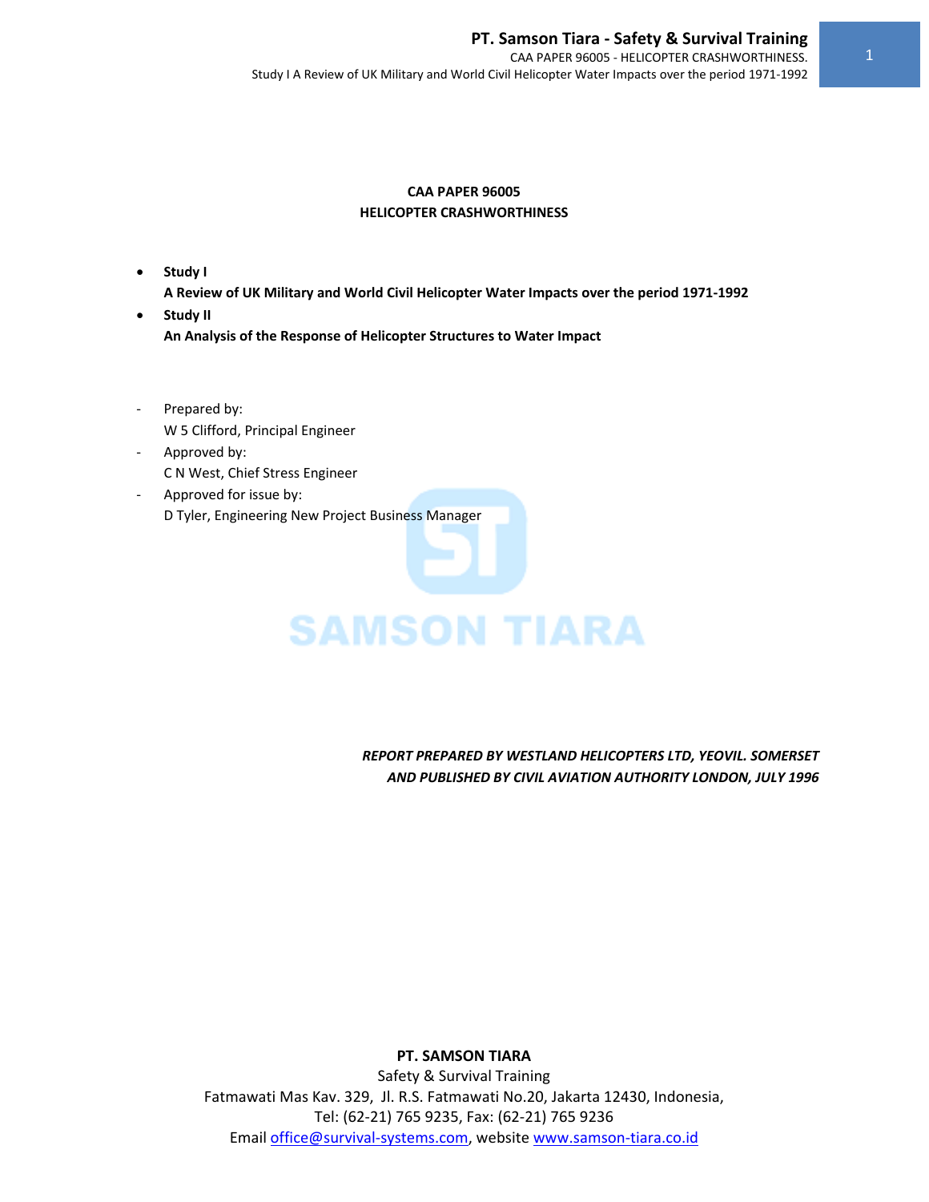# CAA PAPER 96005
# HELICOPTER CRASHWORTHINESS

- **Study I**
  **A Review of UK Military and World Civil Helicopter Water Impacts over the period 1971-1992**
- **Study II**
  **An Analysis of the Response of Helicopter Structures to Water Impact**

- Prepared by:
  W 5 Clifford, Principal Engineer
- Approved by:
  C N West, Chief Stress Engineer
- Approved for issue by:
  D Tyler, Engineering New Project Business Manager

***REPORT PREPARED BY WESTLAND HELICOPTERS LTD, YEOVIL. SOMERSET AND PUBLISHED BY CIVIL AVIATION AUTHORITY LONDON, JULY 1996***

**PT. SAMSON TIARA**
Safety & Survival Training
Fatmawati Mas Kav. 329, Jl. R.S. Fatmawati No.20, Jakarta 12430, Indonesia,
Tel: (62-21) 765 9235, Fax: (62-21) 765 9236
Email office@survival-systems.com, website www.samson-tiara.co.id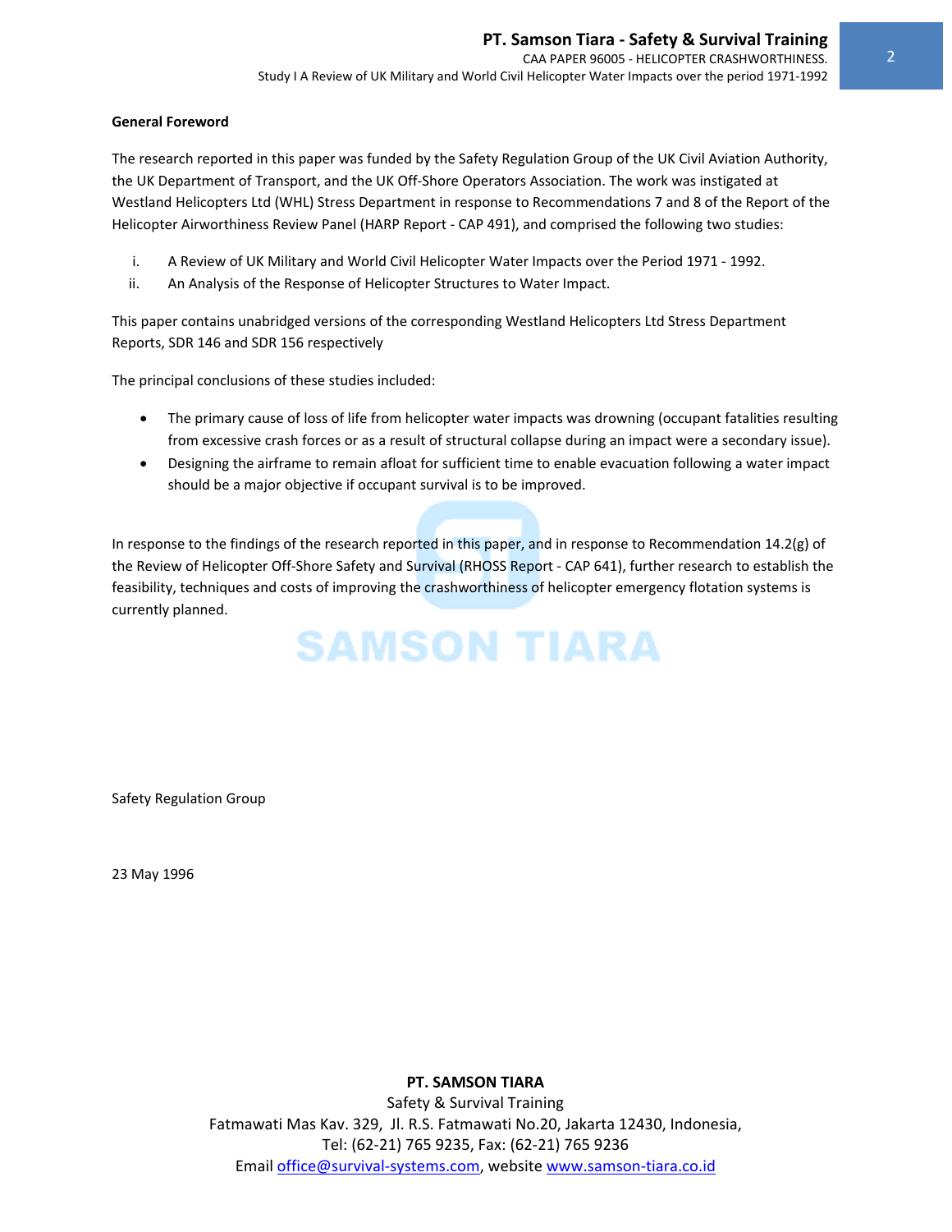**General Foreword**

The research reported in this paper was funded by the Safety Regulation Group of the UK Civil Aviation Authority, the UK Department of Transport, and the UK Off-Shore Operators Association. The work was instigated at Westland Helicopters Ltd (WHL) Stress Department in response to Recommendations 7 and 8 of the Report of the Helicopter Airworthiness Review Panel (HARP Report - CAP 491), and comprised the following two studies:

i. A Review of UK Military and World Civil Helicopter Water Impacts over the Period 1971 - 1992.
ii. An Analysis of the Response of Helicopter Structures to Water Impact.

This paper contains unabridged versions of the corresponding Westland Helicopters Ltd Stress Department Reports, SDR 146 and SDR 156 respectively

The principal conclusions of these studies included:

- The primary cause of loss of life from helicopter water impacts was drowning (occupant fatalities resulting from excessive crash forces or as a result of structural collapse during an impact were a secondary issue).
- Designing the airframe to remain afloat for sufficient time to enable evacuation following a water impact should be a major objective if occupant survival is to be improved.

In response to the findings of the research reported in this paper, and in response to Recommendation 14.2(g) of the Review of Helicopter Off-Shore Safety and Survival (RHOSS Report - CAP 641), further research to establish the feasibility, techniques and costs of improving the crashworthiness of helicopter emergency flotation systems is currently planned.

Safety Regulation Group

23 May 1996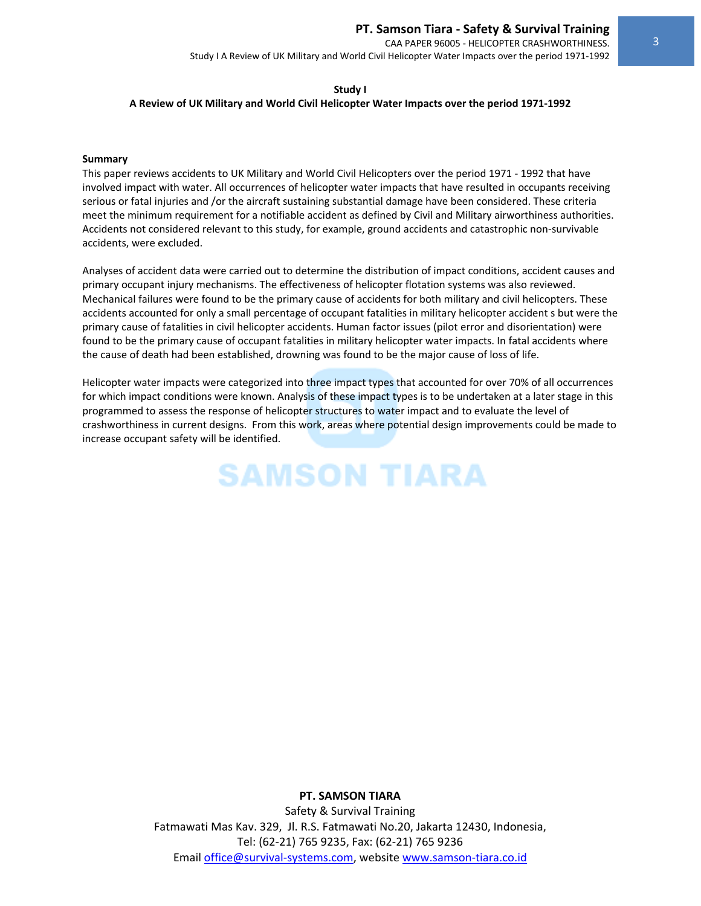**Study I**

**A Review of UK Military and World Civil Helicopter Water Impacts over the period 1971-1992**

**Summary**

This paper reviews accidents to UK Military and World Civil Helicopters over the period 1971 - 1992 that have involved impact with water. All occurrences of helicopter water impacts that have resulted in occupants receiving serious or fatal injuries and /or the aircraft sustaining substantial damage have been considered. These criteria meet the minimum requirement for a notifiable accident as defined by Civil and Military airworthiness authorities. Accidents not considered relevant to this study, for example, ground accidents and catastrophic non-survivable accidents, were excluded.

Analyses of accident data were carried out to determine the distribution of impact conditions, accident causes and primary occupant injury mechanisms. The effectiveness of helicopter flotation systems was also reviewed. Mechanical failures were found to be the primary cause of accidents for both military and civil helicopters. These accidents accounted for only a small percentage of occupant fatalities in military helicopter accident s but were the primary cause of fatalities in civil helicopter accidents. Human factor issues (pilot error and disorientation) were found to be the primary cause of occupant fatalities in military helicopter water impacts. In fatal accidents where the cause of death had been established, drowning was found to be the major cause of loss of life.

Helicopter water impacts were categorized into three impact types that accounted for over 70% of all occurrences for which impact conditions were known. Analysis of these impact types is to be undertaken at a later stage in this programmed to assess the response of helicopter structures to water impact and to evaluate the level of crashworthiness in current designs. From this work, areas where potential design improvements could be made to increase occupant safety will be identified.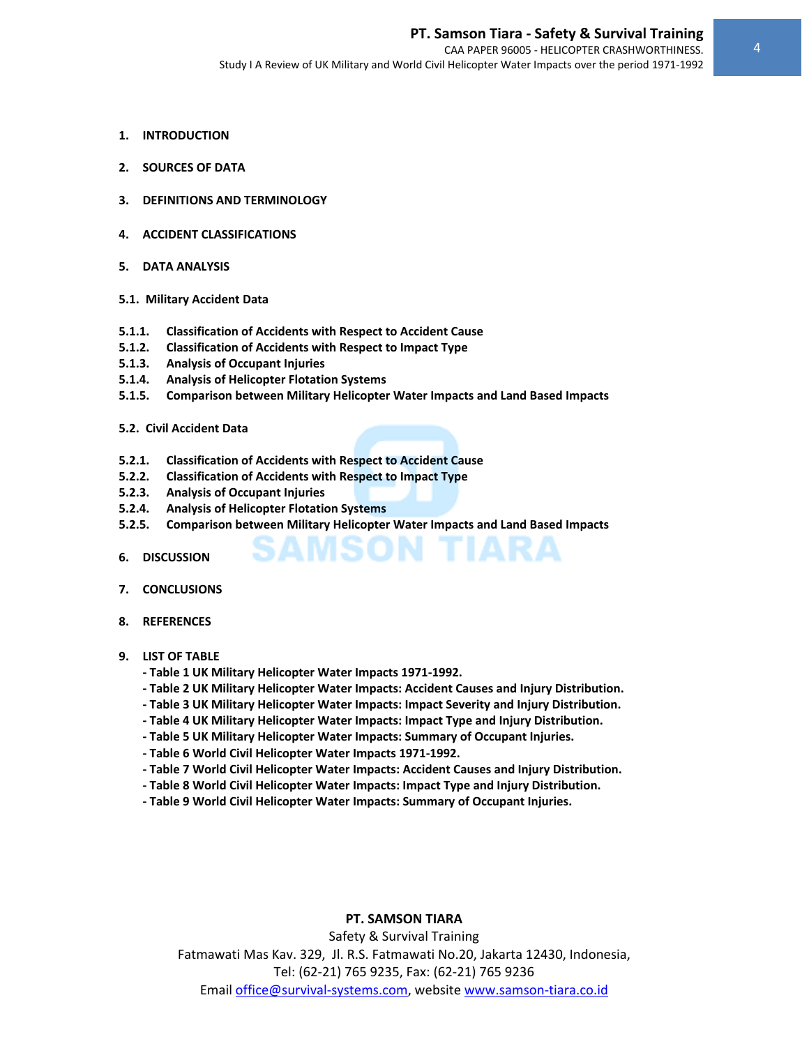**1. INTRODUCTION**

**2. SOURCES OF DATA**

**3. DEFINITIONS AND TERMINOLOGY**

**4. ACCIDENT CLASSIFICATIONS**

**5. DATA ANALYSIS**

**5.1. Military Accident Data**

**5.1.1. Classification of Accidents with Respect to Accident Cause**
**5.1.2. Classification of Accidents with Respect to Impact Type**
**5.1.3. Analysis of Occupant Injuries**
**5.1.4. Analysis of Helicopter Flotation Systems**
**5.1.5. Comparison between Military Helicopter Water Impacts and Land Based Impacts**

**5.2. Civil Accident Data**

**5.2.1. Classification of Accidents with Respect to Accident Cause**
**5.2.2. Classification of Accidents with Respect to Impact Type**
**5.2.3. Analysis of Occupant Injuries**
**5.2.4. Analysis of Helicopter Flotation Systems**
**5.2.5. Comparison between Military Helicopter Water Impacts and Land Based Impacts**

**6. DISCUSSION**

**7. CONCLUSIONS**

**8. REFERENCES**

**9. LIST OF TABLE**

- **Table 1 UK Military Helicopter Water Impacts 1971-1992.**
- **Table 2 UK Military Helicopter Water Impacts: Accident Causes and Injury Distribution.**
- **Table 3 UK Military Helicopter Water Impacts: Impact Severity and Injury Distribution.**
- **Table 4 UK Military Helicopter Water Impacts: Impact Type and Injury Distribution.**
- **Table 5 UK Military Helicopter Water Impacts: Summary of Occupant Injuries.**
- **Table 6 World Civil Helicopter Water Impacts 1971-1992.**
- **Table 7 World Civil Helicopter Water Impacts: Accident Causes and Injury Distribution.**
- **Table 8 World Civil Helicopter Water Impacts: Impact Type and Injury Distribution.**
- **Table 9 World Civil Helicopter Water Impacts: Summary of Occupant Injuries.**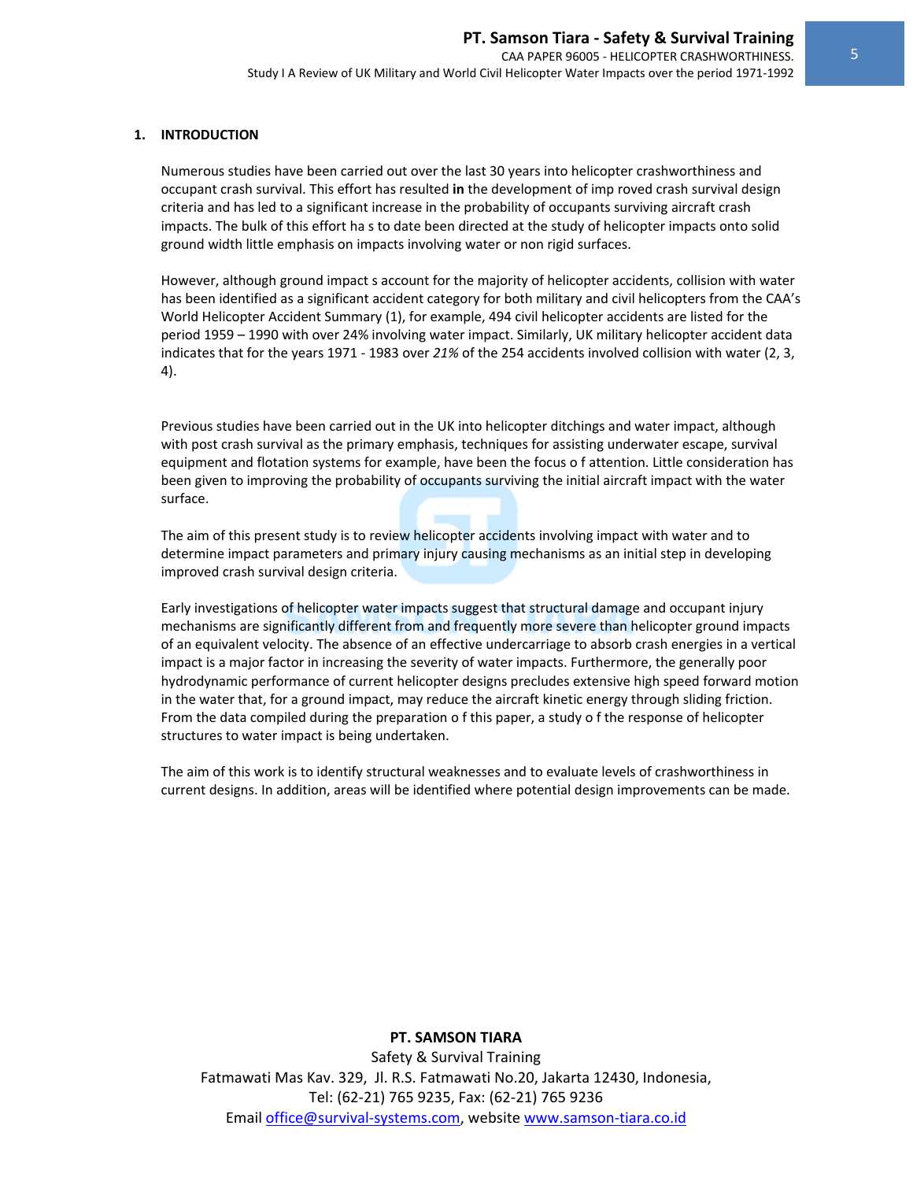## 1. INTRODUCTION

Numerous studies have been carried out over the last 30 years into helicopter crashworthiness and occupant crash survival. This effort has resulted **in** the development of imp roved crash survival design criteria and has led to a significant increase in the probability of occupants surviving aircraft crash impacts. The bulk of this effort ha s to date been directed at the study of helicopter impacts onto solid ground width little emphasis on impacts involving water or non rigid surfaces.

However, although ground impact s account for the majority of helicopter accidents, collision with water has been identified as a significant accident category for both military and civil helicopters from the CAA's World Helicopter Accident Summary (1), for example, 494 civil helicopter accidents are listed for the period 1959 – 1990 with over 24% involving water impact. Similarly, UK military helicopter accident data indicates that for the years 1971 - 1983 over *21%* of the 254 accidents involved collision with water (2, 3, 4).

Previous studies have been carried out in the UK into helicopter ditchings and water impact, although with post crash survival as the primary emphasis, techniques for assisting underwater escape, survival equipment and flotation systems for example, have been the focus o f attention. Little consideration has been given to improving the probability of occupants surviving the initial aircraft impact with the water surface.

The aim of this present study is to review helicopter accidents involving impact with water and to determine impact parameters and primary injury causing mechanisms as an initial step in developing improved crash survival design criteria.

Early investigations of helicopter water impacts suggest that structural damage and occupant injury mechanisms are significantly different from and frequently more severe than helicopter ground impacts of an equivalent velocity. The absence of an effective undercarriage to absorb crash energies in a vertical impact is a major factor in increasing the severity of water impacts. Furthermore, the generally poor hydrodynamic performance of current helicopter designs precludes extensive high speed forward motion in the water that, for a ground impact, may reduce the aircraft kinetic energy through sliding friction. From the data compiled during the preparation o f this paper, a study o f the response of helicopter structures to water impact is being undertaken.

The aim of this work is to identify structural weaknesses and to evaluate levels of crashworthiness in current designs. In addition, areas will be identified where potential design improvements can be made.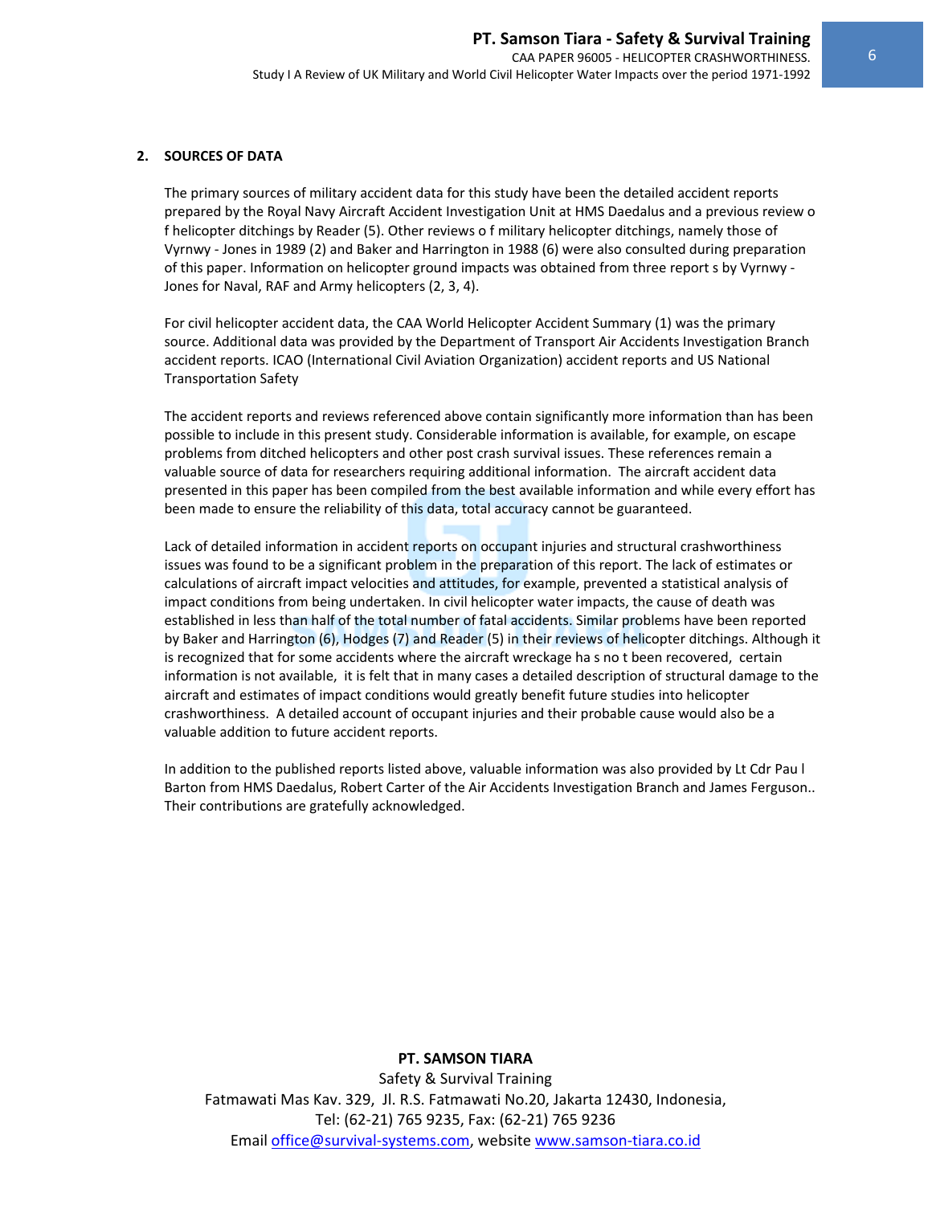## 2. SOURCES OF DATA

The primary sources of military accident data for this study have been the detailed accident reports prepared by the Royal Navy Aircraft Accident Investigation Unit at HMS Daedalus and a previous review o f helicopter ditchings by Reader (5). Other reviews o f military helicopter ditchings, namely those of Vyrnwy - Jones in 1989 (2) and Baker and Harrington in 1988 (6) were also consulted during preparation of this paper. Information on helicopter ground impacts was obtained from three report s by Vyrnwy - Jones for Naval, RAF and Army helicopters (2, 3, 4).

For civil helicopter accident data, the CAA World Helicopter Accident Summary (1) was the primary source. Additional data was provided by the Department of Transport Air Accidents Investigation Branch accident reports. ICAO (International Civil Aviation Organization) accident reports and US National Transportation Safety

The accident reports and reviews referenced above contain significantly more information than has been possible to include in this present study. Considerable information is available, for example, on escape problems from ditched helicopters and other post crash survival issues. These references remain a valuable source of data for researchers requiring additional information. The aircraft accident data presented in this paper has been compiled from the best available information and while every effort has been made to ensure the reliability of this data, total accuracy cannot be guaranteed.

Lack of detailed information in accident reports on occupant injuries and structural crashworthiness issues was found to be a significant problem in the preparation of this report. The lack of estimates or calculations of aircraft impact velocities and attitudes, for example, prevented a statistical analysis of impact conditions from being undertaken. In civil helicopter water impacts, the cause of death was established in less than half of the total number of fatal accidents. Similar problems have been reported by Baker and Harrington (6), Hodges (7) and Reader (5) in their reviews of helicopter ditchings. Although it is recognized that for some accidents where the aircraft wreckage ha s no t been recovered, certain information is not available, it is felt that in many cases a detailed description of structural damage to the aircraft and estimates of impact conditions would greatly benefit future studies into helicopter crashworthiness. A detailed account of occupant injuries and their probable cause would also be a valuable addition to future accident reports.

In addition to the published reports listed above, valuable information was also provided by Lt Cdr Pau l Barton from HMS Daedalus, Robert Carter of the Air Accidents Investigation Branch and James Ferguson.. Their contributions are gratefully acknowledged.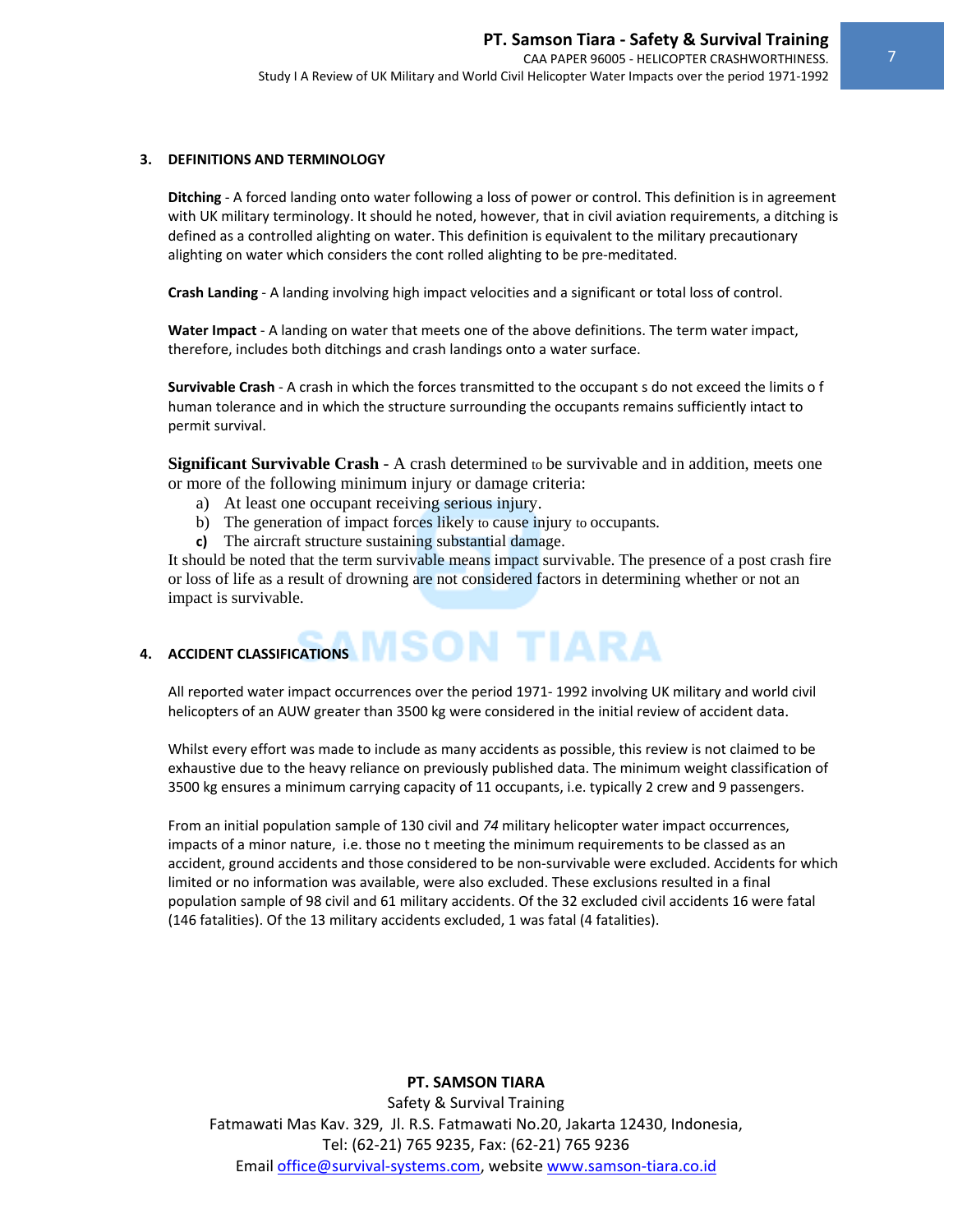## 3. DEFINITIONS AND TERMINOLOGY

**Ditching** - A forced landing onto water following a loss of power or control. This definition is in agreement with UK military terminology. It should he noted, however, that in civil aviation requirements, a ditching is defined as a controlled alighting on water. This definition is equivalent to the military precautionary alighting on water which considers the cont rolled alighting to be pre-meditated.

**Crash Landing** - A landing involving high impact velocities and a significant or total loss of control.

**Water Impact** - A landing on water that meets one of the above definitions. The term water impact, therefore, includes both ditchings and crash landings onto a water surface.

**Survivable Crash** - A crash in which the forces transmitted to the occupant s do not exceed the limits o f human tolerance and in which the structure surrounding the occupants remains sufficiently intact to permit survival.

**Significant Survivable Crash** - A crash determined to be survivable and in addition, meets one or more of the following minimum injury or damage criteria:

a) At least one occupant receiving serious injury.
b) The generation of impact forces likely to cause injury to occupants.
c) The aircraft structure sustaining substantial damage.

It should be noted that the term survivable means impact survivable. The presence of a post crash fire or loss of life as a result of drowning are not considered factors in determining whether or not an impact is survivable.

## 4. ACCIDENT CLASSIFICATIONS

All reported water impact occurrences over the period 1971- 1992 involving UK military and world civil helicopters of an AUW greater than 3500 kg were considered in the initial review of accident data.

Whilst every effort was made to include as many accidents as possible, this review is not claimed to be exhaustive due to the heavy reliance on previously published data. The minimum weight classification of 3500 kg ensures a minimum carrying capacity of 11 occupants, i.e. typically 2 crew and 9 passengers.

From an initial population sample of 130 civil and *74* military helicopter water impact occurrences, impacts of a minor nature, i.e. those no t meeting the minimum requirements to be classed as an accident, ground accidents and those considered to be non-survivable were excluded. Accidents for which limited or no information was available, were also excluded. These exclusions resulted in a final population sample of 98 civil and 61 military accidents. Of the 32 excluded civil accidents 16 were fatal (146 fatalities). Of the 13 military accidents excluded, 1 was fatal (4 fatalities).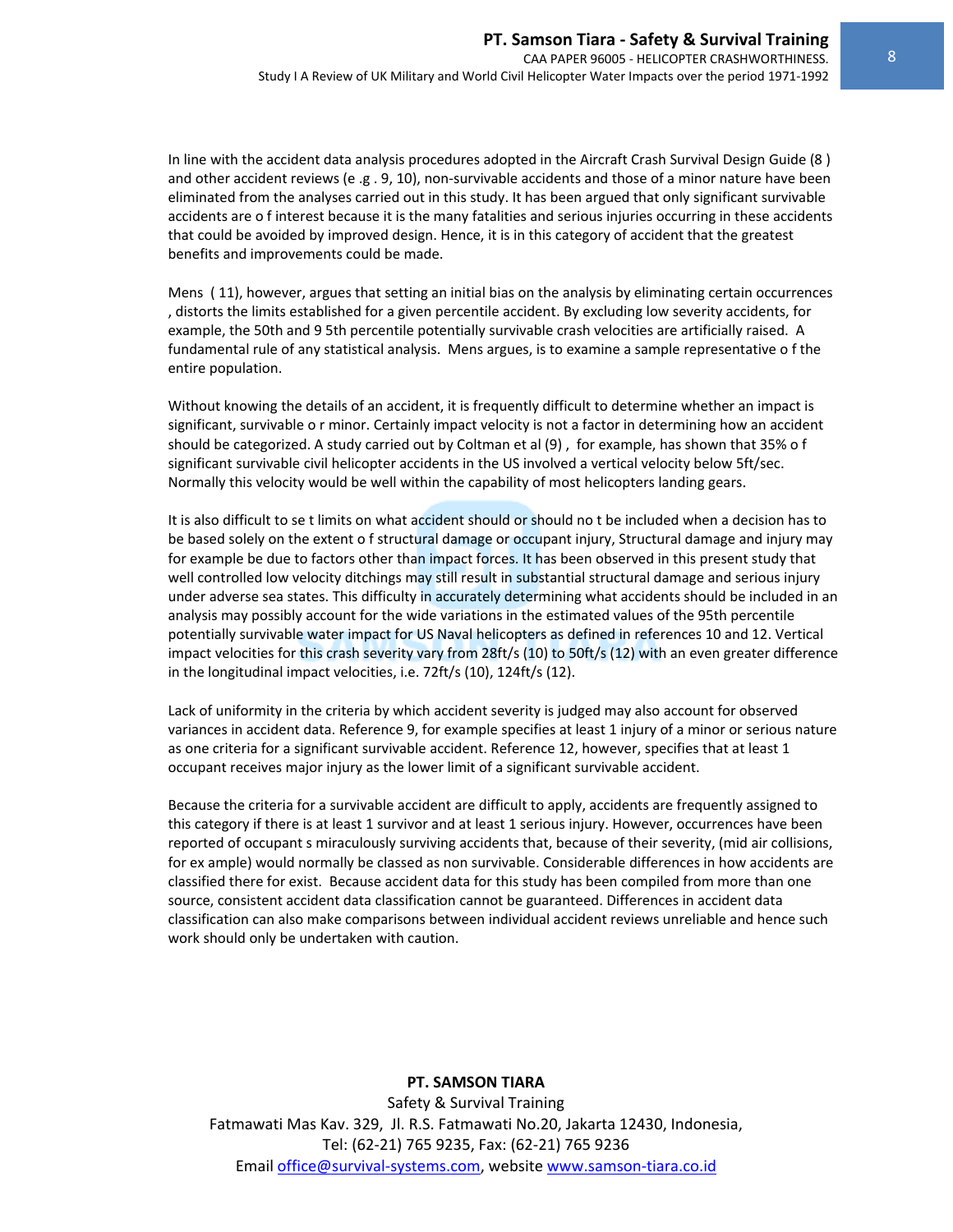In line with the accident data analysis procedures adopted in the Aircraft Crash Survival Design Guide (8 ) and other accident reviews (e .g . 9, 10), non-survivable accidents and those of a minor nature have been eliminated from the analyses carried out in this study. It has been argued that only significant survivable accidents are o f interest because it is the many fatalities and serious injuries occurring in these accidents that could be avoided by improved design. Hence, it is in this category of accident that the greatest benefits and improvements could be made.

Mens ( 11), however, argues that setting an initial bias on the analysis by eliminating certain occurrences , distorts the limits established for a given percentile accident. By excluding low severity accidents, for example, the 50th and 9 5th percentile potentially survivable crash velocities are artificially raised. A fundamental rule of any statistical analysis. Mens argues, is to examine a sample representative o f the entire population.

Without knowing the details of an accident, it is frequently difficult to determine whether an impact is significant, survivable o r minor. Certainly impact velocity is not a factor in determining how an accident should be categorized. A study carried out by Coltman et al (9) , for example, has shown that 35% o f significant survivable civil helicopter accidents in the US involved a vertical velocity below 5ft/sec. Normally this velocity would be well within the capability of most helicopters landing gears.

It is also difficult to se t limits on what accident should or should no t be included when a decision has to be based solely on the extent o f structural damage or occupant injury, Structural damage and injury may for example be due to factors other than impact forces. It has been observed in this present study that well controlled low velocity ditchings may still result in substantial structural damage and serious injury under adverse sea states. This difficulty in accurately determining what accidents should be included in an analysis may possibly account for the wide variations in the estimated values of the 95th percentile potentially survivable water impact for US Naval helicopters as defined in references 10 and 12. Vertical impact velocities for this crash severity vary from 28ft/s (10) to 50ft/s (12) with an even greater difference in the longitudinal impact velocities, i.e. 72ft/s (10), 124ft/s (12).

Lack of uniformity in the criteria by which accident severity is judged may also account for observed variances in accident data. Reference 9, for example specifies at least 1 injury of a minor or serious nature as one criteria for a significant survivable accident. Reference 12, however, specifies that at least 1 occupant receives major injury as the lower limit of a significant survivable accident.

Because the criteria for a survivable accident are difficult to apply, accidents are frequently assigned to this category if there is at least 1 survivor and at least 1 serious injury. However, occurrences have been reported of occupant s miraculously surviving accidents that, because of their severity, (mid air collisions, for ex ample) would normally be classed as non survivable. Considerable differences in how accidents are classified there for exist. Because accident data for this study has been compiled from more than one source, consistent accident data classification cannot be guaranteed. Differences in accident data classification can also make comparisons between individual accident reviews unreliable and hence such work should only be undertaken with caution.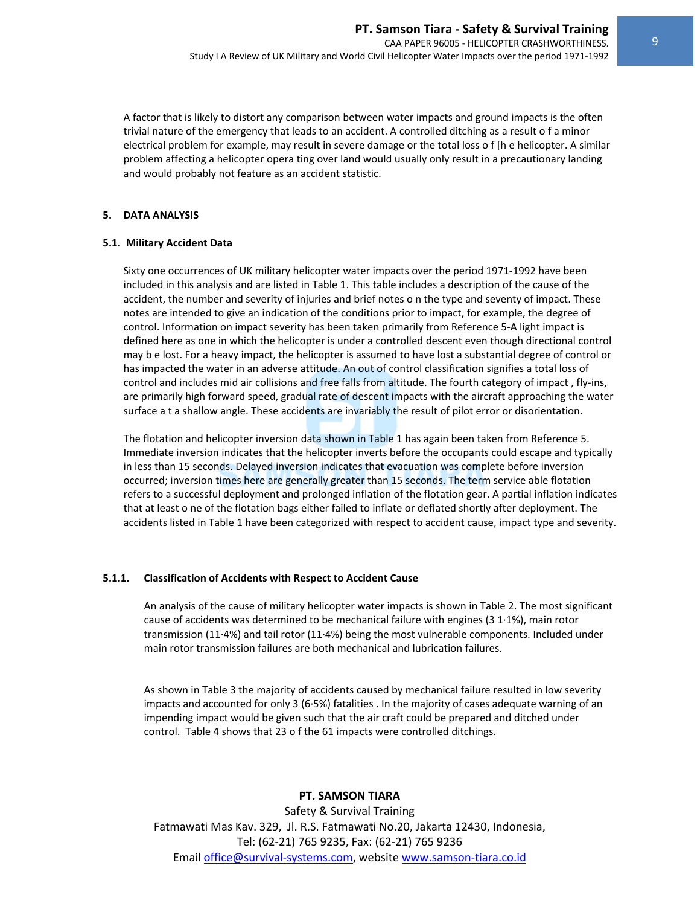A factor that is likely to distort any comparison between water impacts and ground impacts is the often trivial nature of the emergency that leads to an accident. A controlled ditching as a result o f a minor electrical problem for example, may result in severe damage or the total loss o f [h e helicopter. A similar problem affecting a helicopter opera ting over land would usually only result in a precautionary landing and would probably not feature as an accident statistic.

## 5. DATA ANALYSIS

### 5.1. Military Accident Data

Sixty one occurrences of UK military helicopter water impacts over the period 1971-1992 have been included in this analysis and are listed in Table 1. This table includes a description of the cause of the accident, the number and severity of injuries and brief notes o n the type and seventy of impact. These notes are intended to give an indication of the conditions prior to impact, for example, the degree of control. Information on impact severity has been taken primarily from Reference 5-A light impact is defined here as one in which the helicopter is under a controlled descent even though directional control may b e lost. For a heavy impact, the helicopter is assumed to have lost a substantial degree of control or has impacted the water in an adverse attitude. An out of control classification signifies a total loss of control and includes mid air collisions and free falls from altitude. The fourth category of impact , fly-ins, are primarily high forward speed, gradual rate of descent impacts with the aircraft approaching the water surface a t a shallow angle. These accidents are invariably the result of pilot error or disorientation.

The flotation and helicopter inversion data shown in Table 1 has again been taken from Reference 5. Immediate inversion indicates that the helicopter inverts before the occupants could escape and typically in less than 15 seconds. Delayed inversion indicates that evacuation was complete before inversion occurred; inversion times here are generally greater than 15 seconds. The term service able flotation refers to a successful deployment and prolonged inflation of the flotation gear. A partial inflation indicates that at least o ne of the flotation bags either failed to inflate or deflated shortly after deployment. The accidents listed in Table 1 have been categorized with respect to accident cause, impact type and severity.

#### 5.1.1. Classification of Accidents with Respect to Accident Cause

An analysis of the cause of military helicopter water impacts is shown in Table 2. The most significant cause of accidents was determined to be mechanical failure with engines (3 1·1%), main rotor transmission (11·4%) and tail rotor (11·4%) being the most vulnerable components. Included under main rotor transmission failures are both mechanical and lubrication failures.

As shown in Table 3 the majority of accidents caused by mechanical failure resulted in low severity impacts and accounted for only 3 (6·5%) fatalities . In the majority of cases adequate warning of an impending impact would be given such that the air craft could be prepared and ditched under control. Table 4 shows that 23 o f the 61 impacts were controlled ditchings.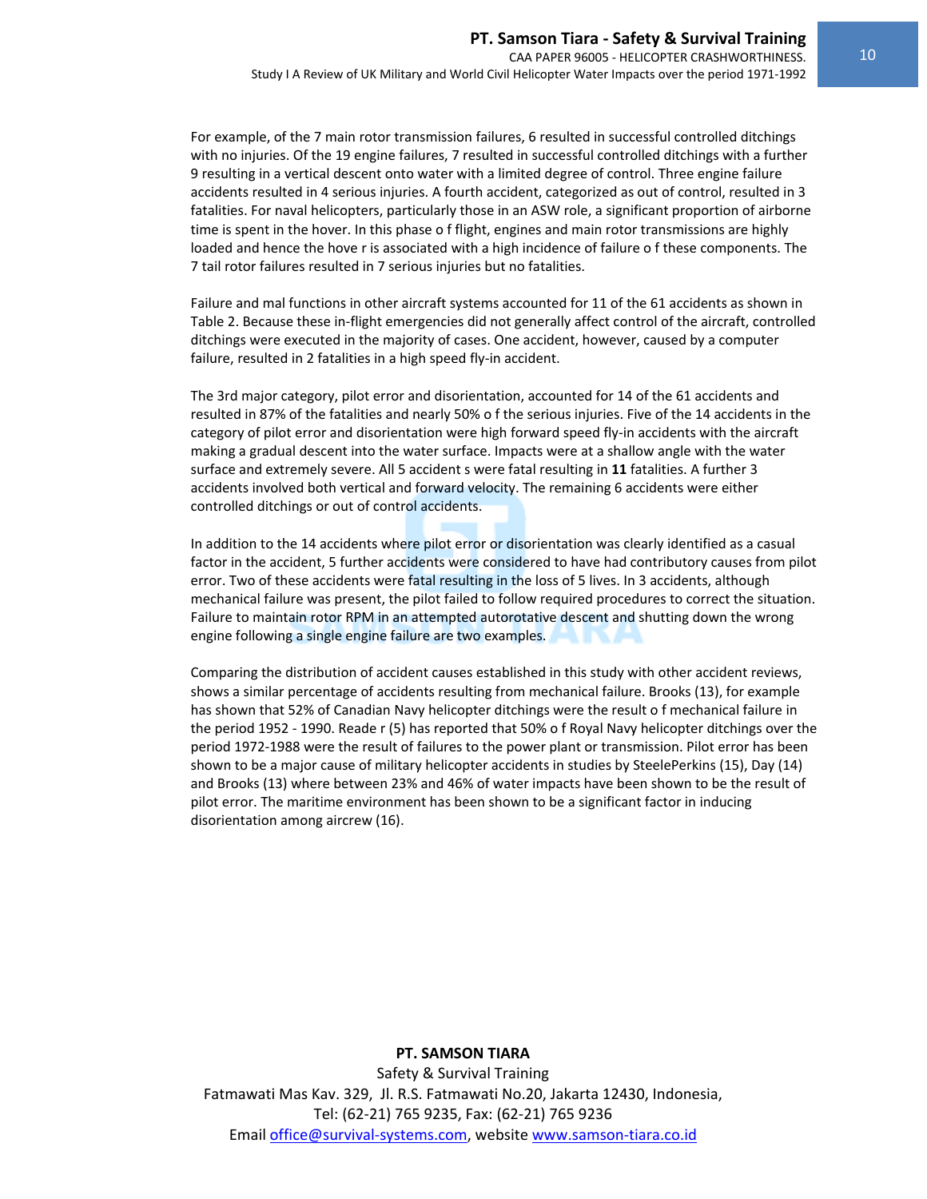For example, of the 7 main rotor transmission failures, 6 resulted in successful controlled ditchings with no injuries. Of the 19 engine failures, 7 resulted in successful controlled ditchings with a further 9 resulting in a vertical descent onto water with a limited degree of control. Three engine failure accidents resulted in 4 serious injuries. A fourth accident, categorized as out of control, resulted in 3 fatalities. For naval helicopters, particularly those in an ASW role, a significant proportion of airborne time is spent in the hover. In this phase o f flight, engines and main rotor transmissions are highly loaded and hence the hove r is associated with a high incidence of failure o f these components. The 7 tail rotor failures resulted in 7 serious injuries but no fatalities.

Failure and mal functions in other aircraft systems accounted for 11 of the 61 accidents as shown in Table 2. Because these in-flight emergencies did not generally affect control of the aircraft, controlled ditchings were executed in the majority of cases. One accident, however, caused by a computer failure, resulted in 2 fatalities in a high speed fly-in accident.

The 3rd major category, pilot error and disorientation, accounted for 14 of the 61 accidents and resulted in 87% of the fatalities and nearly 50% o f the serious injuries. Five of the 14 accidents in the category of pilot error and disorientation were high forward speed fly-in accidents with the aircraft making a gradual descent into the water surface. Impacts were at a shallow angle with the water surface and extremely severe. All 5 accident s were fatal resulting in **11** fatalities. A further 3 accidents involved both vertical and forward velocity. The remaining 6 accidents were either controlled ditchings or out of control accidents.

In addition to the 14 accidents where pilot error or disorientation was clearly identified as a casual factor in the accident, 5 further accidents were considered to have had contributory causes from pilot error. Two of these accidents were fatal resulting in the loss of 5 lives. In 3 accidents, although mechanical failure was present, the pilot failed to follow required procedures to correct the situation. Failure to maintain rotor RPM in an attempted autorotative descent and shutting down the wrong engine following a single engine failure are two examples.

Comparing the distribution of accident causes established in this study with other accident reviews, shows a similar percentage of accidents resulting from mechanical failure. Brooks (13), for example has shown that 52% of Canadian Navy helicopter ditchings were the result o f mechanical failure in the period 1952 - 1990. Reade r (5) has reported that 50% o f Royal Navy helicopter ditchings over the period 1972-1988 were the result of failures to the power plant or transmission. Pilot error has been shown to be a major cause of military helicopter accidents in studies by SteelePerkins (15), Day (14) and Brooks (13) where between 23% and 46% of water impacts have been shown to be the result of pilot error. The maritime environment has been shown to be a significant factor in inducing disorientation among aircrew (16).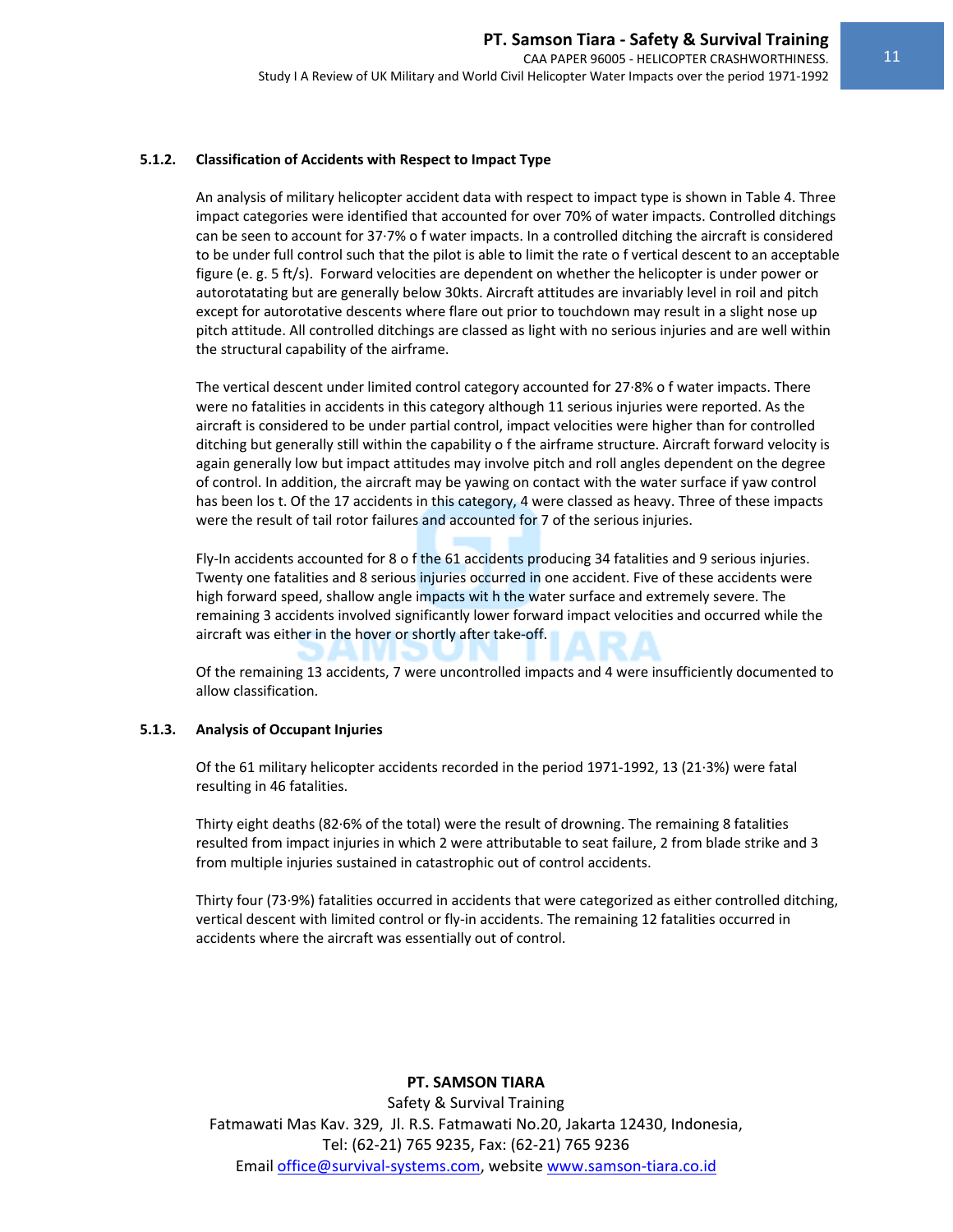### 5.1.2. Classification of Accidents with Respect to Impact Type

An analysis of military helicopter accident data with respect to impact type is shown in Table 4. Three impact categories were identified that accounted for over 70% of water impacts. Controlled ditchings can be seen to account for 37·7% o f water impacts. In a controlled ditching the aircraft is considered to be under full control such that the pilot is able to limit the rate o f vertical descent to an acceptable figure (e. g. 5 ft/s). Forward velocities are dependent on whether the helicopter is under power or autorotatating but are generally below 30kts. Aircraft attitudes are invariably level in roil and pitch except for autorotative descents where flare out prior to touchdown may result in a slight nose up pitch attitude. All controlled ditchings are classed as light with no serious injuries and are well within the structural capability of the airframe.

The vertical descent under limited control category accounted for 27·8% o f water impacts. There were no fatalities in accidents in this category although 11 serious injuries were reported. As the aircraft is considered to be under partial control, impact velocities were higher than for controlled ditching but generally still within the capability o f the airframe structure. Aircraft forward velocity is again generally low but impact attitudes may involve pitch and roll angles dependent on the degree of control. In addition, the aircraft may be yawing on contact with the water surface if yaw control has been los t. Of the 17 accidents in this category, 4 were classed as heavy. Three of these impacts were the result of tail rotor failures and accounted for 7 of the serious injuries.

Fly-In accidents accounted for 8 o f the 61 accidents producing 34 fatalities and 9 serious injuries. Twenty one fatalities and 8 serious injuries occurred in one accident. Five of these accidents were high forward speed, shallow angle impacts wit h the water surface and extremely severe. The remaining 3 accidents involved significantly lower forward impact velocities and occurred while the aircraft was either in the hover or shortly after take-off.

Of the remaining 13 accidents, 7 were uncontrolled impacts and 4 were insufficiently documented to allow classification.

### 5.1.3. Analysis of Occupant Injuries

Of the 61 military helicopter accidents recorded in the period 1971-1992, 13 (21·3%) were fatal resulting in 46 fatalities.

Thirty eight deaths (82·6% of the total) were the result of drowning. The remaining 8 fatalities resulted from impact injuries in which 2 were attributable to seat failure, 2 from blade strike and 3 from multiple injuries sustained in catastrophic out of control accidents.

Thirty four (73·9%) fatalities occurred in accidents that were categorized as either controlled ditching, vertical descent with limited control or fly-in accidents. The remaining 12 fatalities occurred in accidents where the aircraft was essentially out of control.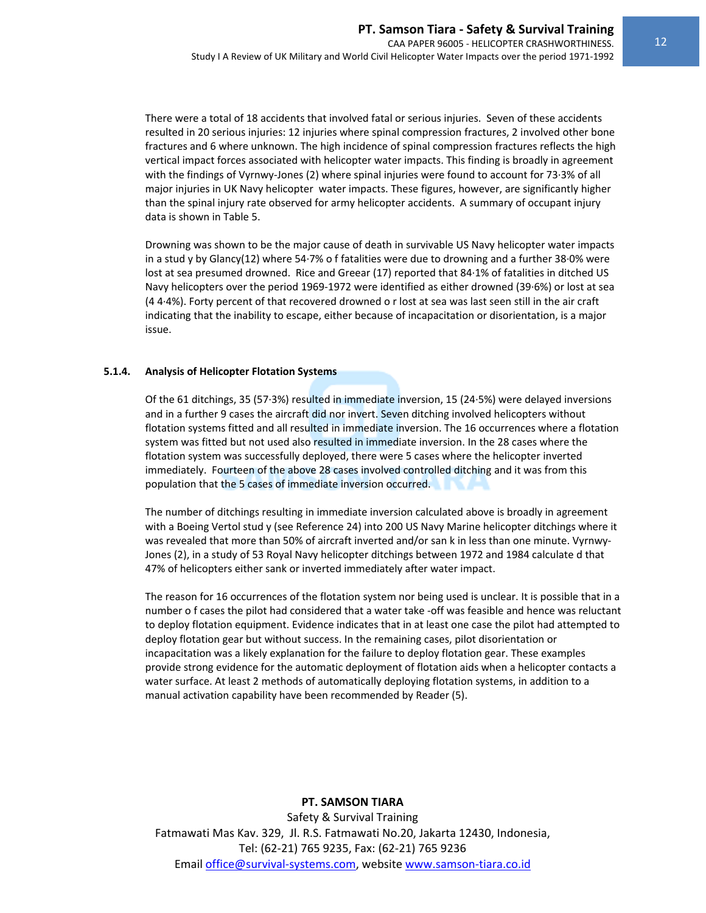There were a total of 18 accidents that involved fatal or serious injuries. Seven of these accidents resulted in 20 serious injuries: 12 injuries where spinal compression fractures, 2 involved other bone fractures and 6 where unknown. The high incidence of spinal compression fractures reflects the high vertical impact forces associated with helicopter water impacts. This finding is broadly in agreement with the findings of Vyrnwy-Jones (2) where spinal injuries were found to account for 73·3% of all major injuries in UK Navy helicopter water impacts. These figures, however, are significantly higher than the spinal injury rate observed for army helicopter accidents. A summary of occupant injury data is shown in Table 5.

Drowning was shown to be the major cause of death in survivable US Navy helicopter water impacts in a stud y by Glancy(12) where 54·7% o f fatalities were due to drowning and a further 38·0% were lost at sea presumed drowned. Rice and Greear (17) reported that 84·1% of fatalities in ditched US Navy helicopters over the period 1969-1972 were identified as either drowned (39·6%) or lost at sea (4 4·4%). Forty percent of that recovered drowned o r lost at sea was last seen still in the air craft indicating that the inability to escape, either because of incapacitation or disorientation, is a major issue.

### 5.1.4. Analysis of Helicopter Flotation Systems

Of the 61 ditchings, 35 (57·3%) resulted in immediate inversion, 15 (24·5%) were delayed inversions and in a further 9 cases the aircraft did nor invert. Seven ditching involved helicopters without flotation systems fitted and all resulted in immediate inversion. The 16 occurrences where a flotation system was fitted but not used also resulted in immediate inversion. In the 28 cases where the flotation system was successfully deployed, there were 5 cases where the helicopter inverted immediately. Fourteen of the above 28 cases involved controlled ditching and it was from this population that the 5 cases of immediate inversion occurred.

The number of ditchings resulting in immediate inversion calculated above is broadly in agreement with a Boeing Vertol stud y (see Reference 24) into 200 US Navy Marine helicopter ditchings where it was revealed that more than 50% of aircraft inverted and/or san k in less than one minute. Vyrnwy-Jones (2), in a study of 53 Royal Navy helicopter ditchings between 1972 and 1984 calculate d that 47% of helicopters either sank or inverted immediately after water impact.

The reason for 16 occurrences of the flotation system nor being used is unclear. It is possible that in a number o f cases the pilot had considered that a water take -off was feasible and hence was reluctant to deploy flotation equipment. Evidence indicates that in at least one case the pilot had attempted to deploy flotation gear but without success. In the remaining cases, pilot disorientation or incapacitation was a likely explanation for the failure to deploy flotation gear. These examples provide strong evidence for the automatic deployment of flotation aids when a helicopter contacts a water surface. At least 2 methods of automatically deploying flotation systems, in addition to a manual activation capability have been recommended by Reader (5).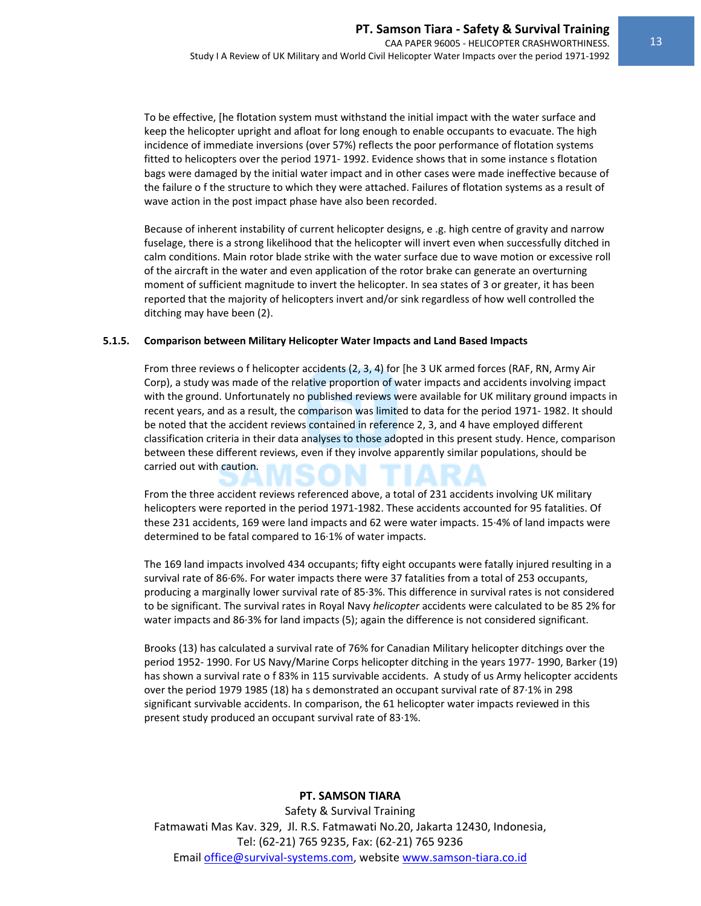To be effective, [he flotation system must withstand the initial impact with the water surface and keep the helicopter upright and afloat for long enough to enable occupants to evacuate. The high incidence of immediate inversions (over 57%) reflects the poor performance of flotation systems fitted to helicopters over the period 1971- 1992. Evidence shows that in some instance s flotation bags were damaged by the initial water impact and in other cases were made ineffective because of the failure o f the structure to which they were attached. Failures of flotation systems as a result of wave action in the post impact phase have also been recorded.

Because of inherent instability of current helicopter designs, e .g. high centre of gravity and narrow fuselage, there is a strong likelihood that the helicopter will invert even when successfully ditched in calm conditions. Main rotor blade strike with the water surface due to wave motion or excessive roll of the aircraft in the water and even application of the rotor brake can generate an overturning moment of sufficient magnitude to invert the helicopter. In sea states of 3 or greater, it has been reported that the majority of helicopters invert and/or sink regardless of how well controlled the ditching may have been (2).

### 5.1.5. Comparison between Military Helicopter Water Impacts and Land Based Impacts

From three reviews o f helicopter accidents (2, 3, 4) for [he 3 UK armed forces (RAF, RN, Army Air Corp), a study was made of the relative proportion of water impacts and accidents involving impact with the ground. Unfortunately no published reviews were available for UK military ground impacts in recent years, and as a result, the comparison was limited to data for the period 1971- 1982. It should be noted that the accident reviews contained in reference 2, 3, and 4 have employed different classification criteria in their data analyses to those adopted in this present study. Hence, comparison between these different reviews, even if they involve apparently similar populations, should be carried out with caution.

From the three accident reviews referenced above, a total of 231 accidents involving UK military helicopters were reported in the period 1971-1982. These accidents accounted for 95 fatalities. Of these 231 accidents, 169 were land impacts and 62 were water impacts. 15·4% of land impacts were determined to be fatal compared to 16·1% of water impacts.

The 169 land impacts involved 434 occupants; fifty eight occupants were fatally injured resulting in a survival rate of 86·6%. For water impacts there were 37 fatalities from a total of 253 occupants, producing a marginally lower survival rate of 85·3%. This difference in survival rates is not considered to be significant. The survival rates in Royal Navy *helicopter* accidents were calculated to be 85 2% for water impacts and 86·3% for land impacts (5); again the difference is not considered significant.

Brooks (13) has calculated a survival rate of 76% for Canadian Military helicopter ditchings over the period 1952- 1990. For US Navy/Marine Corps helicopter ditching in the years 1977- 1990, Barker (19) has shown a survival rate o f 83% in 115 survivable accidents. A study of us Army helicopter accidents over the period 1979 1985 (18) ha s demonstrated an occupant survival rate of 87·1% in 298 significant survivable accidents. In comparison, the 61 helicopter water impacts reviewed in this present study produced an occupant survival rate of 83·1%.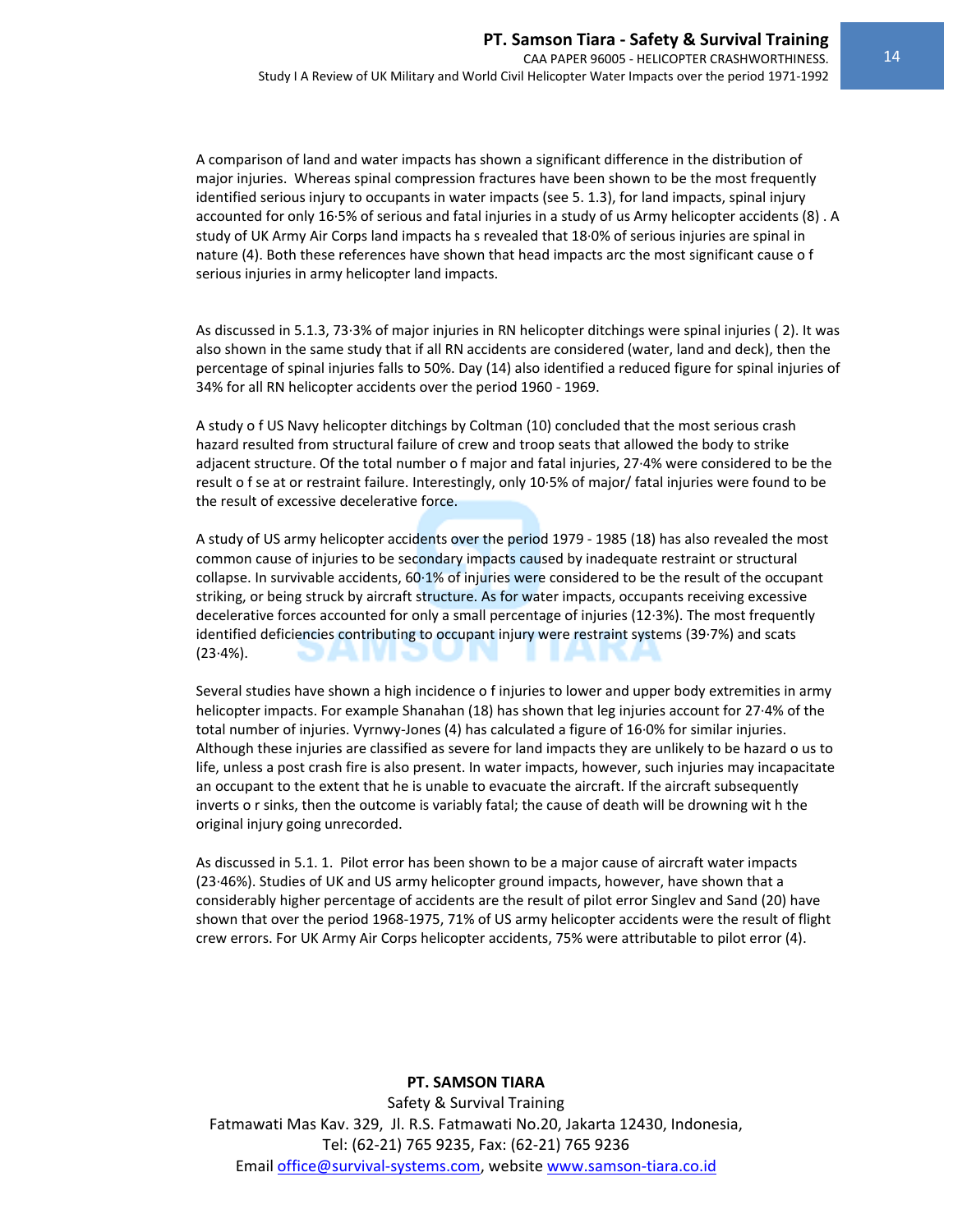A comparison of land and water impacts has shown a significant difference in the distribution of major injuries. Whereas spinal compression fractures have been shown to be the most frequently identified serious injury to occupants in water impacts (see 5. 1.3), for land impacts, spinal injury accounted for only 16·5% of serious and fatal injuries in a study of us Army helicopter accidents (8) . A study of UK Army Air Corps land impacts ha s revealed that 18·0% of serious injuries are spinal in nature (4). Both these references have shown that head impacts arc the most significant cause o f serious injuries in army helicopter land impacts.

As discussed in 5.1.3, 73·3% of major injuries in RN helicopter ditchings were spinal injuries ( 2). It was also shown in the same study that if all RN accidents are considered (water, land and deck), then the percentage of spinal injuries falls to 50%. Day (14) also identified a reduced figure for spinal injuries of 34% for all RN helicopter accidents over the period 1960 - 1969.

A study o f US Navy helicopter ditchings by Coltman (10) concluded that the most serious crash hazard resulted from structural failure of crew and troop seats that allowed the body to strike adjacent structure. Of the total number o f major and fatal injuries, 27·4% were considered to be the result o f se at or restraint failure. Interestingly, only 10·5% of major/ fatal injuries were found to be the result of excessive decelerative force.

A study of US army helicopter accidents over the period 1979 - 1985 (18) has also revealed the most common cause of injuries to be secondary impacts caused by inadequate restraint or structural collapse. In survivable accidents, 60·1% of injuries were considered to be the result of the occupant striking, or being struck by aircraft structure. As for water impacts, occupants receiving excessive decelerative forces accounted for only a small percentage of injuries (12·3%). The most frequently identified deficiencies contributing to occupant injury were restraint systems (39·7%) and scats (23·4%).

Several studies have shown a high incidence o f injuries to lower and upper body extremities in army helicopter impacts. For example Shanahan (18) has shown that leg injuries account for 27·4% of the total number of injuries. Vyrnwy-Jones (4) has calculated a figure of 16·0% for similar injuries. Although these injuries are classified as severe for land impacts they are unlikely to be hazard o us to life, unless a post crash fire is also present. In water impacts, however, such injuries may incapacitate an occupant to the extent that he is unable to evacuate the aircraft. If the aircraft subsequently inverts o r sinks, then the outcome is variably fatal; the cause of death will be drowning wit h the original injury going unrecorded.

As discussed in 5.1. 1. Pilot error has been shown to be a major cause of aircraft water impacts (23·46%). Studies of UK and US army helicopter ground impacts, however, have shown that a considerably higher percentage of accidents are the result of pilot error Singlev and Sand (20) have shown that over the period 1968-1975, 71% of US army helicopter accidents were the result of flight crew errors. For UK Army Air Corps helicopter accidents, 75% were attributable to pilot error (4).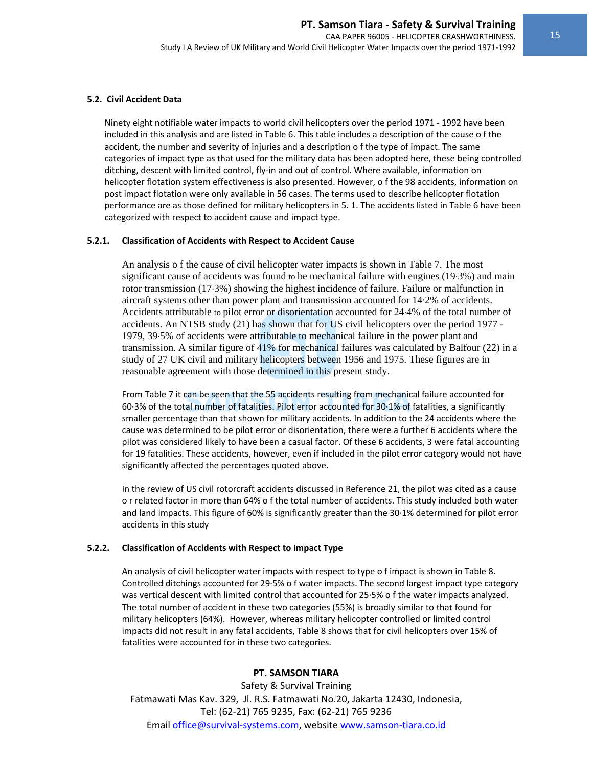### 5.2. Civil Accident Data

Ninety eight notifiable water impacts to world civil helicopters over the period 1971 - 1992 have been included in this analysis and are listed in Table 6. This table includes a description of the cause o f the accident, the number and severity of injuries and a description o f the type of impact. The same categories of impact type as that used for the military data has been adopted here, these being controlled ditching, descent with limited control, fly-in and out of control. Where available, information on helicopter flotation system effectiveness is also presented. However, o f the 98 accidents, information on post impact flotation were only available in 56 cases. The terms used to describe helicopter flotation performance are as those defined for military helicopters in 5. 1. The accidents listed in Table 6 have been categorized with respect to accident cause and impact type.

#### 5.2.1. Classification of Accidents with Respect to Accident Cause

An analysis o f the cause of civil helicopter water impacts is shown in Table 7. The most significant cause of accidents was found to be mechanical failure with engines (19·3%) and main rotor transmission (17·3%) showing the highest incidence of failure. Failure or malfunction in aircraft systems other than power plant and transmission accounted for 14·2% of accidents. Accidents attributable to pilot error or disorientation accounted for 24·4% of the total number of accidents. An NTSB study (21) has shown that for US civil helicopters over the period 1977 - 1979, 39·5% of accidents were attributable to mechanical failure in the power plant and transmission. A similar figure of 41% for mechanical failures was calculated by Balfour (22) in a study of 27 UK civil and military helicopters between 1956 and 1975. These figures are in reasonable agreement with those determined in this present study.

From Table 7 it can be seen that the 55 accidents resulting from mechanical failure accounted for 60·3% of the total number of fatalities. Pilot error accounted for 30·1% of fatalities, a significantly smaller percentage than that shown for military accidents. In addition to the 24 accidents where the cause was determined to be pilot error or disorientation, there were a further 6 accidents where the pilot was considered likely to have been a casual factor. Of these 6 accidents, 3 were fatal accounting for 19 fatalities. These accidents, however, even if included in the pilot error category would not have significantly affected the percentages quoted above.

In the review of US civil rotorcraft accidents discussed in Reference 21, the pilot was cited as a cause o r related factor in more than 64% o f the total number of accidents. This study included both water and land impacts. This figure of 60% is significantly greater than the 30·1% determined for pilot error accidents in this study

#### 5.2.2. Classification of Accidents with Respect to Impact Type

An analysis of civil helicopter water impacts with respect to type o f impact is shown in Table 8. Controlled ditchings accounted for 29·5% o f water impacts. The second largest impact type category was vertical descent with limited control that accounted for 25·5% o f the water impacts analyzed. The total number of accident in these two categories (55%) is broadly similar to that found for military helicopters (64%). However, whereas military helicopter controlled or limited control impacts did not result in any fatal accidents, Table 8 shows that for civil helicopters over 15% of fatalities were accounted for in these two categories.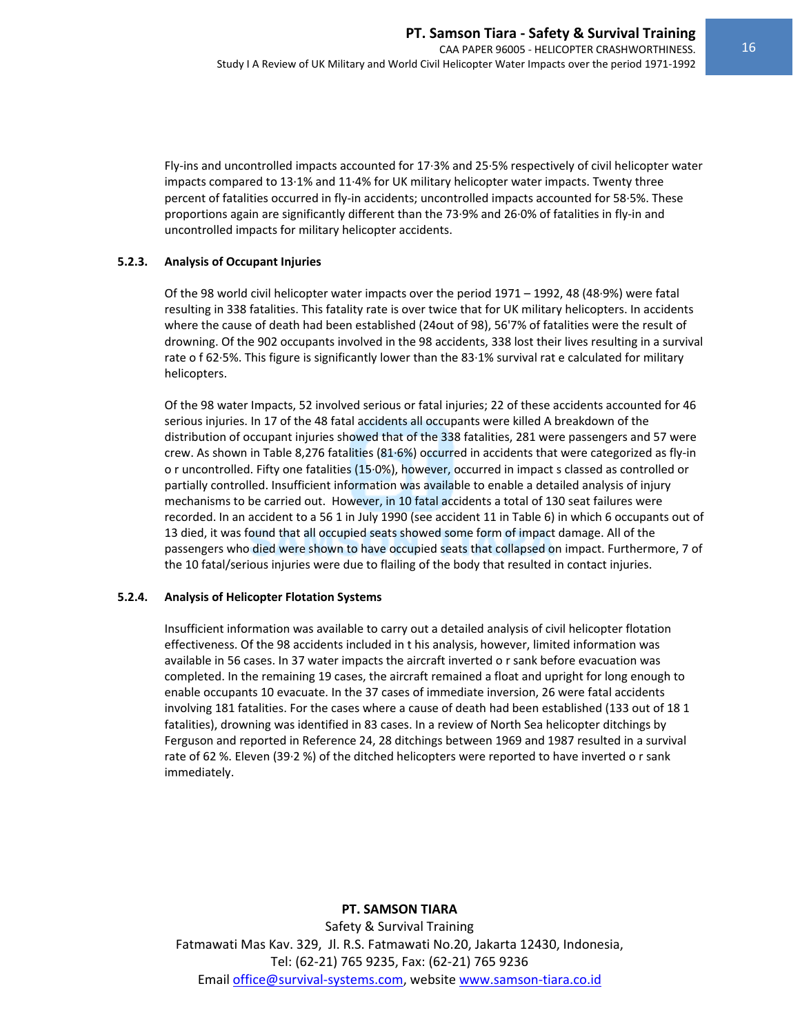Fly-ins and uncontrolled impacts accounted for 17·3% and 25·5% respectively of civil helicopter water impacts compared to 13·1% and 11·4% for UK military helicopter water impacts. Twenty three percent of fatalities occurred in fly-in accidents; uncontrolled impacts accounted for 58·5%. These proportions again are significantly different than the 73·9% and 26·0% of fatalities in fly-in and uncontrolled impacts for military helicopter accidents.

### 5.2.3. Analysis of Occupant Injuries

Of the 98 world civil helicopter water impacts over the period 1971 – 1992, 48 (48·9%) were fatal resulting in 338 fatalities. This fatality rate is over twice that for UK military helicopters. In accidents where the cause of death had been established (24out of 98), 56'7% of fatalities were the result of drowning. Of the 902 occupants involved in the 98 accidents, 338 lost their lives resulting in a survival rate o f 62·5%. This figure is significantly lower than the 83·1% survival rat e calculated for military helicopters.

Of the 98 water Impacts, 52 involved serious or fatal injuries; 22 of these accidents accounted for 46 serious injuries. In 17 of the 48 fatal accidents all occupants were killed A breakdown of the distribution of occupant injuries showed that of the 338 fatalities, 281 were passengers and 57 were crew. As shown in Table 8,276 fatalities (81·6%) occurred in accidents that were categorized as fly-in o r uncontrolled. Fifty one fatalities (15·0%), however, occurred in impact s classed as controlled or partially controlled. Insufficient information was available to enable a detailed analysis of injury mechanisms to be carried out. However, in 10 fatal accidents a total of 130 seat failures were recorded. In an accident to a 56 1 in July 1990 (see accident 11 in Table 6) in which 6 occupants out of 13 died, it was found that all occupied seats showed some form of impact damage. All of the passengers who died were shown to have occupied seats that collapsed on impact. Furthermore, 7 of the 10 fatal/serious injuries were due to flailing of the body that resulted in contact injuries.

### 5.2.4. Analysis of Helicopter Flotation Systems

Insufficient information was available to carry out a detailed analysis of civil helicopter flotation effectiveness. Of the 98 accidents included in t his analysis, however, limited information was available in 56 cases. In 37 water impacts the aircraft inverted o r sank before evacuation was completed. In the remaining 19 cases, the aircraft remained a float and upright for long enough to enable occupants 10 evacuate. In the 37 cases of immediate inversion, 26 were fatal accidents involving 181 fatalities. For the cases where a cause of death had been established (133 out of 18 1 fatalities), drowning was identified in 83 cases. In a review of North Sea helicopter ditchings by Ferguson and reported in Reference 24, 28 ditchings between 1969 and 1987 resulted in a survival rate of 62 %. Eleven (39·2 %) of the ditched helicopters were reported to have inverted o r sank immediately.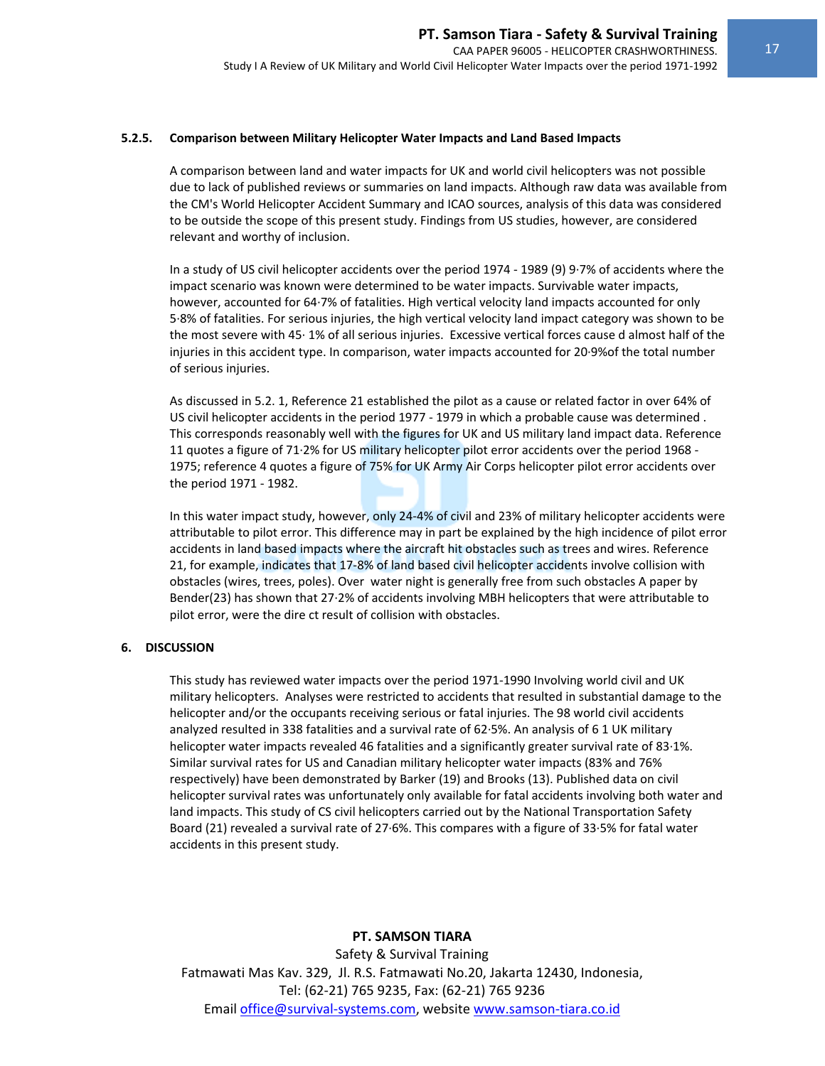### 5.2.5. Comparison between Military Helicopter Water Impacts and Land Based Impacts

A comparison between land and water impacts for UK and world civil helicopters was not possible due to lack of published reviews or summaries on land impacts. Although raw data was available from the CM's World Helicopter Accident Summary and ICAO sources, analysis of this data was considered to be outside the scope of this present study. Findings from US studies, however, are considered relevant and worthy of inclusion.

In a study of US civil helicopter accidents over the period 1974 - 1989 (9) 9·7% of accidents where the impact scenario was known were determined to be water impacts. Survivable water impacts, however, accounted for 64·7% of fatalities. High vertical velocity land impacts accounted for only 5·8% of fatalities. For serious injuries, the high vertical velocity land impact category was shown to be the most severe with 45· 1% of all serious injuries. Excessive vertical forces cause d almost half of the injuries in this accident type. In comparison, water impacts accounted for 20·9%of the total number of serious injuries.

As discussed in 5.2. 1, Reference 21 established the pilot as a cause or related factor in over 64% of US civil helicopter accidents in the period 1977 - 1979 in which a probable cause was determined . This corresponds reasonably well with the figures for UK and US military land impact data. Reference 11 quotes a figure of 71·2% for US military helicopter pilot error accidents over the period 1968 - 1975; reference 4 quotes a figure of 75% for UK Army Air Corps helicopter pilot error accidents over the period 1971 - 1982.

In this water impact study, however, only 24-4% of civil and 23% of military helicopter accidents were attributable to pilot error. This difference may in part be explained by the high incidence of pilot error accidents in land based impacts where the aircraft hit obstacles such as trees and wires. Reference 21, for example, indicates that 17-8% of land based civil helicopter accidents involve collision with obstacles (wires, trees, poles). Over water night is generally free from such obstacles A paper by Bender(23) has shown that 27·2% of accidents involving MBH helicopters that were attributable to pilot error, were the dire ct result of collision with obstacles.

## 6. DISCUSSION

This study has reviewed water impacts over the period 1971-1990 Involving world civil and UK military helicopters. Analyses were restricted to accidents that resulted in substantial damage to the helicopter and/or the occupants receiving serious or fatal injuries. The 98 world civil accidents analyzed resulted in 338 fatalities and a survival rate of 62·5%. An analysis of 6 1 UK military helicopter water impacts revealed 46 fatalities and a significantly greater survival rate of 83·1%. Similar survival rates for US and Canadian military helicopter water impacts (83% and 76% respectively) have been demonstrated by Barker (19) and Brooks (13). Published data on civil helicopter survival rates was unfortunately only available for fatal accidents involving both water and land impacts. This study of CS civil helicopters carried out by the National Transportation Safety Board (21) revealed a survival rate of 27·6%. This compares with a figure of 33·5% for fatal water accidents in this present study.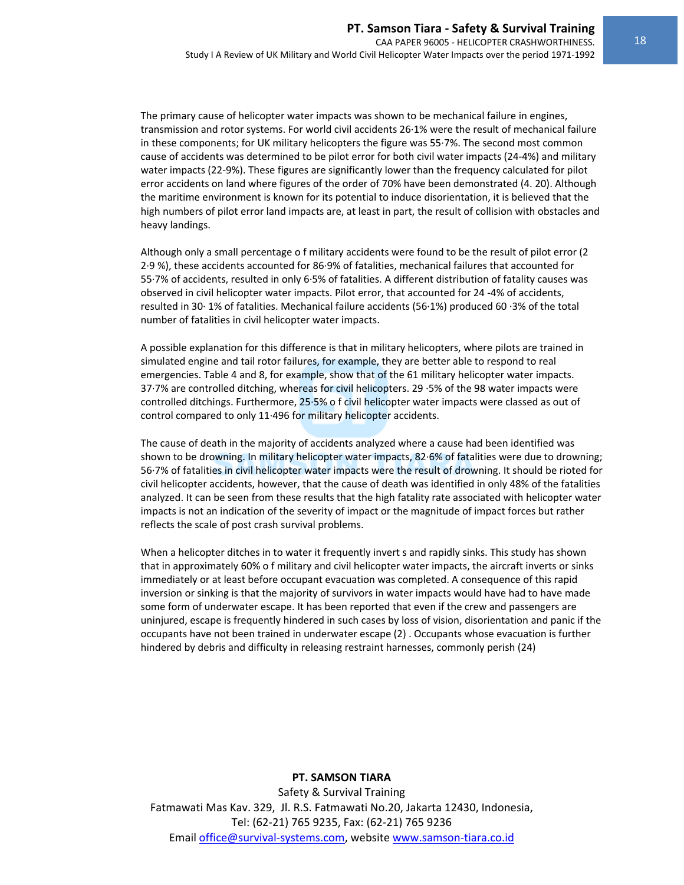The primary cause of helicopter water impacts was shown to be mechanical failure in engines, transmission and rotor systems. For world civil accidents 26·1% were the result of mechanical failure in these components; for UK military helicopters the figure was 55·7%. The second most common cause of accidents was determined to be pilot error for both civil water impacts (24-4%) and military water impacts (22-9%). These figures are significantly lower than the frequency calculated for pilot error accidents on land where figures of the order of 70% have been demonstrated (4. 20). Although the maritime environment is known for its potential to induce disorientation, it is believed that the high numbers of pilot error land impacts are, at least in part, the result of collision with obstacles and heavy landings.

Although only a small percentage o f military accidents were found to be the result of pilot error (2 2·9 %), these accidents accounted for 86·9% of fatalities, mechanical failures that accounted for 55·7% of accidents, resulted in only 6·5% of fatalities. A different distribution of fatality causes was observed in civil helicopter water impacts. Pilot error, that accounted for 24 -4% of accidents, resulted in 30· 1% of fatalities. Mechanical failure accidents (56·1%) produced 60 ·3% of the total number of fatalities in civil helicopter water impacts.

A possible explanation for this difference is that in military helicopters, where pilots are trained in simulated engine and tail rotor failures, for example, they are better able to respond to real emergencies. Table 4 and 8, for example, show that of the 61 military helicopter water impacts. 37·7% are controlled ditching, whereas for civil helicopters. 29 ·5% of the 98 water impacts were controlled ditchings. Furthermore, 25·5% o f civil helicopter water impacts were classed as out of control compared to only 11·496 for military helicopter accidents.

The cause of death in the majority of accidents analyzed where a cause had been identified was shown to be drowning. In military helicopter water impacts, 82·6% of fatalities were due to drowning; 56·7% of fatalities in civil helicopter water impacts were the result of drowning. It should be rioted for civil helicopter accidents, however, that the cause of death was identified in only 48% of the fatalities analyzed. It can be seen from these results that the high fatality rate associated with helicopter water impacts is not an indication of the severity of impact or the magnitude of impact forces but rather reflects the scale of post crash survival problems.

When a helicopter ditches in to water it frequently invert s and rapidly sinks. This study has shown that in approximately 60% o f military and civil helicopter water impacts, the aircraft inverts or sinks immediately or at least before occupant evacuation was completed. A consequence of this rapid inversion or sinking is that the majority of survivors in water impacts would have had to have made some form of underwater escape. It has been reported that even if the crew and passengers are uninjured, escape is frequently hindered in such cases by loss of vision, disorientation and panic if the occupants have not been trained in underwater escape (2) . Occupants whose evacuation is further hindered by debris and difficulty in releasing restraint harnesses, commonly perish (24)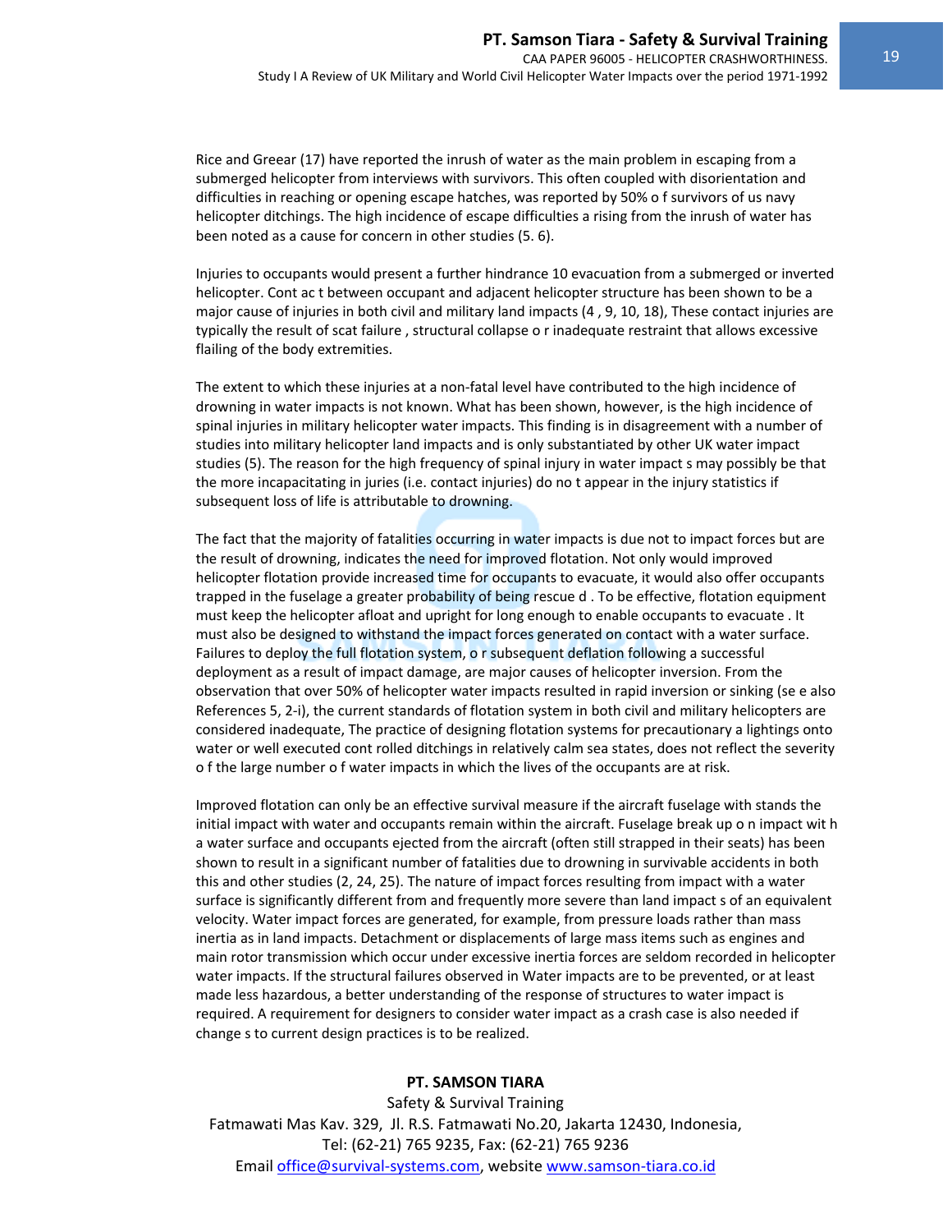Rice and Greear (17) have reported the inrush of water as the main problem in escaping from a submerged helicopter from interviews with survivors. This often coupled with disorientation and difficulties in reaching or opening escape hatches, was reported by 50% o f survivors of us navy helicopter ditchings. The high incidence of escape difficulties a rising from the inrush of water has been noted as a cause for concern in other studies (5. 6).

Injuries to occupants would present a further hindrance 10 evacuation from a submerged or inverted helicopter. Cont ac t between occupant and adjacent helicopter structure has been shown to be a major cause of injuries in both civil and military land impacts (4 , 9, 10, 18), These contact injuries are typically the result of scat failure , structural collapse o r inadequate restraint that allows excessive flailing of the body extremities.

The extent to which these injuries at a non-fatal level have contributed to the high incidence of drowning in water impacts is not known. What has been shown, however, is the high incidence of spinal injuries in military helicopter water impacts. This finding is in disagreement with a number of studies into military helicopter land impacts and is only substantiated by other UK water impact studies (5). The reason for the high frequency of spinal injury in water impact s may possibly be that the more incapacitating in juries (i.e. contact injuries) do no t appear in the injury statistics if subsequent loss of life is attributable to drowning.

The fact that the majority of fatalities occurring in water impacts is due not to impact forces but are the result of drowning, indicates the need for improved flotation. Not only would improved helicopter flotation provide increased time for occupants to evacuate, it would also offer occupants trapped in the fuselage a greater probability of being rescue d . To be effective, flotation equipment must keep the helicopter afloat and upright for long enough to enable occupants to evacuate . It must also be designed to withstand the impact forces generated on contact with a water surface. Failures to deploy the full flotation system, o r subsequent deflation following a successful deployment as a result of impact damage, are major causes of helicopter inversion. From the observation that over 50% of helicopter water impacts resulted in rapid inversion or sinking (se e also References 5, 2-i), the current standards of flotation system in both civil and military helicopters are considered inadequate, The practice of designing flotation systems for precautionary a lightings onto water or well executed cont rolled ditchings in relatively calm sea states, does not reflect the severity o f the large number o f water impacts in which the lives of the occupants are at risk.

Improved flotation can only be an effective survival measure if the aircraft fuselage with stands the initial impact with water and occupants remain within the aircraft. Fuselage break up o n impact wit h a water surface and occupants ejected from the aircraft (often still strapped in their seats) has been shown to result in a significant number of fatalities due to drowning in survivable accidents in both this and other studies (2, 24, 25). The nature of impact forces resulting from impact with a water surface is significantly different from and frequently more severe than land impact s of an equivalent velocity. Water impact forces are generated, for example, from pressure loads rather than mass inertia as in land impacts. Detachment or displacements of large mass items such as engines and main rotor transmission which occur under excessive inertia forces are seldom recorded in helicopter water impacts. If the structural failures observed in Water impacts are to be prevented, or at least made less hazardous, a better understanding of the response of structures to water impact is required. A requirement for designers to consider water impact as a crash case is also needed if change s to current design practices is to be realized.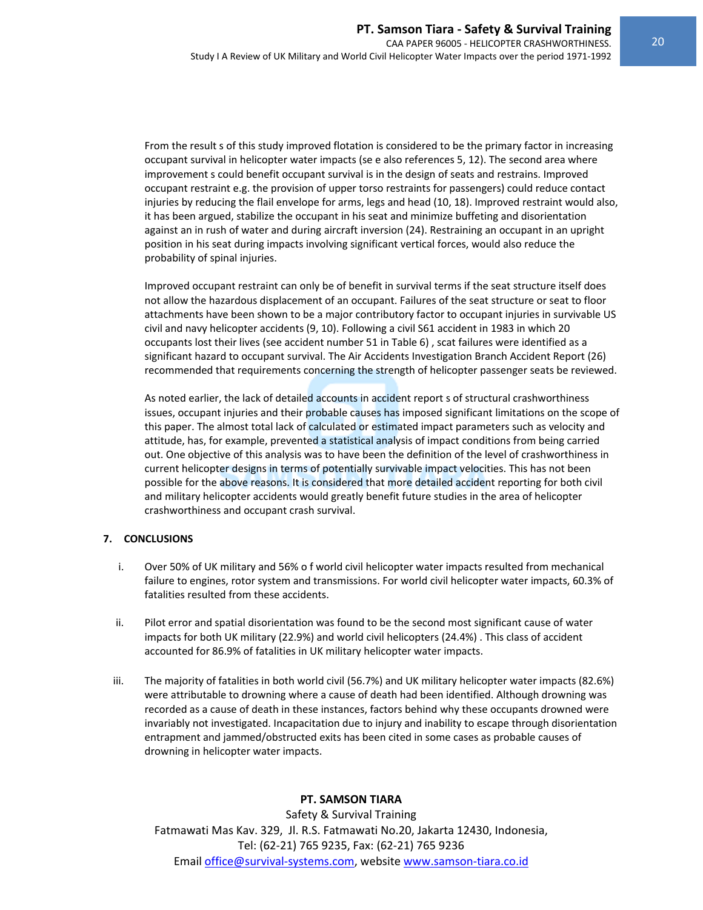From the result s of this study improved flotation is considered to be the primary factor in increasing occupant survival in helicopter water impacts (se e also references 5, 12). The second area where improvement s could benefit occupant survival is in the design of seats and restrains. Improved occupant restraint e.g. the provision of upper torso restraints for passengers) could reduce contact injuries by reducing the flail envelope for arms, legs and head (10, 18). Improved restraint would also, it has been argued, stabilize the occupant in his seat and minimize buffeting and disorientation against an in rush of water and during aircraft inversion (24). Restraining an occupant in an upright position in his seat during impacts involving significant vertical forces, would also reduce the probability of spinal injuries.

Improved occupant restraint can only be of benefit in survival terms if the seat structure itself does not allow the hazardous displacement of an occupant. Failures of the seat structure or seat to floor attachments have been shown to be a major contributory factor to occupant injuries in survivable US civil and navy helicopter accidents (9, 10). Following a civil S61 accident in 1983 in which 20 occupants lost their lives (see accident number 51 in Table 6) , scat failures were identified as a significant hazard to occupant survival. The Air Accidents Investigation Branch Accident Report (26) recommended that requirements concerning the strength of helicopter passenger seats be reviewed.

As noted earlier, the lack of detailed accounts in accident report s of structural crashworthiness issues, occupant injuries and their probable causes has imposed significant limitations on the scope of this paper. The almost total lack of calculated or estimated impact parameters such as velocity and attitude, has, for example, prevented a statistical analysis of impact conditions from being carried out. One objective of this analysis was to have been the definition of the level of crashworthiness in current helicopter designs in terms of potentially survivable impact velocities. This has not been possible for the above reasons. It is considered that more detailed accident reporting for both civil and military helicopter accidents would greatly benefit future studies in the area of helicopter crashworthiness and occupant crash survival.

## 7. CONCLUSIONS

i. Over 50% of UK military and 56% o f world civil helicopter water impacts resulted from mechanical failure to engines, rotor system and transmissions. For world civil helicopter water impacts, 60.3% of fatalities resulted from these accidents.

ii. Pilot error and spatial disorientation was found to be the second most significant cause of water impacts for both UK military (22.9%) and world civil helicopters (24.4%) . This class of accident accounted for 86.9% of fatalities in UK military helicopter water impacts.

iii. The majority of fatalities in both world civil (56.7%) and UK military helicopter water impacts (82.6%) were attributable to drowning where a cause of death had been identified. Although drowning was recorded as a cause of death in these instances, factors behind why these occupants drowned were invariably not investigated. Incapacitation due to injury and inability to escape through disorientation entrapment and jammed/obstructed exits has been cited in some cases as probable causes of drowning in helicopter water impacts.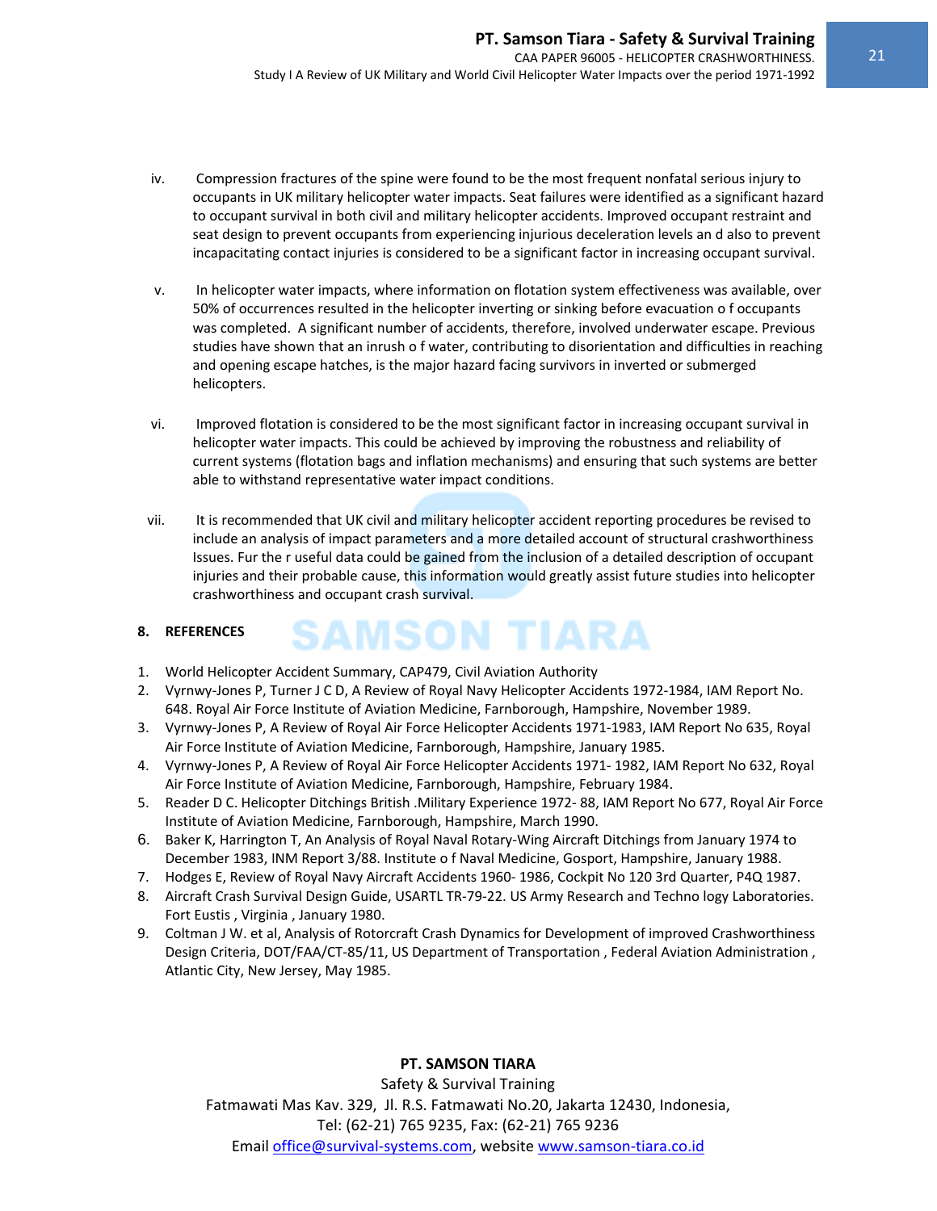iv. Compression fractures of the spine were found to be the most frequent nonfatal serious injury to occupants in UK military helicopter water impacts. Seat failures were identified as a significant hazard to occupant survival in both civil and military helicopter accidents. Improved occupant restraint and seat design to prevent occupants from experiencing injurious deceleration levels an d also to prevent incapacitating contact injuries is considered to be a significant factor in increasing occupant survival.

v. In helicopter water impacts, where information on flotation system effectiveness was available, over 50% of occurrences resulted in the helicopter inverting or sinking before evacuation o f occupants was completed. A significant number of accidents, therefore, involved underwater escape. Previous studies have shown that an inrush o f water, contributing to disorientation and difficulties in reaching and opening escape hatches, is the major hazard facing survivors in inverted or submerged helicopters.

vi. Improved flotation is considered to be the most significant factor in increasing occupant survival in helicopter water impacts. This could be achieved by improving the robustness and reliability of current systems (flotation bags and inflation mechanisms) and ensuring that such systems are better able to withstand representative water impact conditions.

vii. It is recommended that UK civil and military helicopter accident reporting procedures be revised to include an analysis of impact parameters and a more detailed account of structural crashworthiness Issues. Fur the r useful data could be gained from the inclusion of a detailed description of occupant injuries and their probable cause, this information would greatly assist future studies into helicopter crashworthiness and occupant crash survival.

## 8. REFERENCES

1. World Helicopter Accident Summary, CAP479, Civil Aviation Authority
2. Vyrnwy-Jones P, Turner J C D, A Review of Royal Navy Helicopter Accidents 1972-1984, IAM Report No. 648. Royal Air Force Institute of Aviation Medicine, Farnborough, Hampshire, November 1989.
3. Vyrnwy-Jones P, A Review of Royal Air Force Helicopter Accidents 1971-1983, IAM Report No 635, Royal Air Force Institute of Aviation Medicine, Farnborough, Hampshire, January 1985.
4. Vyrnwy-Jones P, A Review of Royal Air Force Helicopter Accidents 1971- 1982, IAM Report No 632, Royal Air Force Institute of Aviation Medicine, Farnborough, Hampshire, February 1984.
5. Reader D C. Helicopter Ditchings British .Military Experience 1972- 88, IAM Report No 677, Royal Air Force Institute of Aviation Medicine, Farnborough, Hampshire, March 1990.
6. Baker K, Harrington T, An Analysis of Royal Naval Rotary-Wing Aircraft Ditchings from January 1974 to December 1983, INM Report 3/88. Institute o f Naval Medicine, Gosport, Hampshire, January 1988.
7. Hodges E, Review of Royal Navy Aircraft Accidents 1960- 1986, Cockpit No 120 3rd Quarter, P4Q 1987.
8. Aircraft Crash Survival Design Guide, USARTL TR-79-22. US Army Research and Techno logy Laboratories. Fort Eustis , Virginia , January 1980.
9. Coltman J W. et al, Analysis of Rotorcraft Crash Dynamics for Development of improved Crashworthiness Design Criteria, DOT/FAA/CT-85/11, US Department of Transportation , Federal Aviation Administration , Atlantic City, New Jersey, May 1985.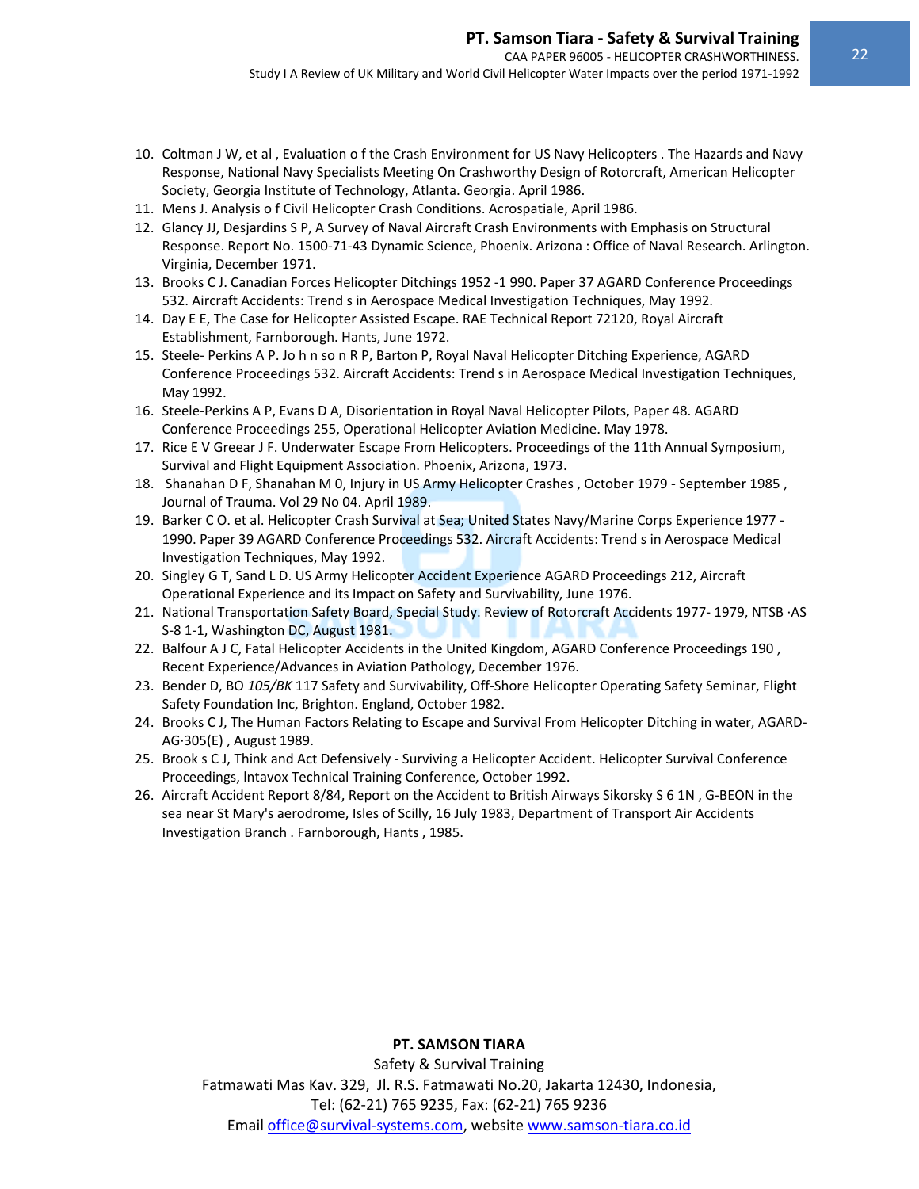10. Coltman J W, et al , Evaluation o f the Crash Environment for US Navy Helicopters . The Hazards and Navy Response, National Navy Specialists Meeting On Crashworthy Design of Rotorcraft, American Helicopter Society, Georgia Institute of Technology, Atlanta. Georgia. April 1986.
11. Mens J. Analysis o f Civil Helicopter Crash Conditions. Acrospatiale, April 1986.
12. Glancy JJ, Desjardins S P, A Survey of Naval Aircraft Crash Environments with Emphasis on Structural Response. Report No. 1500-71-43 Dynamic Science, Phoenix. Arizona : Office of Naval Research. Arlington. Virginia, December 1971.
13. Brooks C J. Canadian Forces Helicopter Ditchings 1952 -1 990. Paper 37 AGARD Conference Proceedings 532. Aircraft Accidents: Trend s in Aerospace Medical Investigation Techniques, May 1992.
14. Day E E, The Case for Helicopter Assisted Escape. RAE Technical Report 72120, Royal Aircraft Establishment, Farnborough. Hants, June 1972.
15. Steele- Perkins A P. Jo h n so n R P, Barton P, Royal Naval Helicopter Ditching Experience, AGARD Conference Proceedings 532. Aircraft Accidents: Trend s in Aerospace Medical Investigation Techniques, May 1992.
16. Steele-Perkins A P, Evans D A, Disorientation in Royal Naval Helicopter Pilots, Paper 48. AGARD Conference Proceedings 255, Operational Helicopter Aviation Medicine. May 1978.
17. Rice E V Greear J F. Underwater Escape From Helicopters. Proceedings of the 11th Annual Symposium, Survival and Flight Equipment Association. Phoenix, Arizona, 1973.
18. Shanahan D F, Shanahan M 0, Injury in US Army Helicopter Crashes , October 1979 - September 1985 , Journal of Trauma. Vol 29 No 04. April 1989.
19. Barker C O. et al. Helicopter Crash Survival at Sea; United States Navy/Marine Corps Experience 1977 - 1990. Paper 39 AGARD Conference Proceedings 532. Aircraft Accidents: Trend s in Aerospace Medical Investigation Techniques, May 1992.
20. Singley G T, Sand L D. US Army Helicopter Accident Experience AGARD Proceedings 212, Aircraft Operational Experience and its Impact on Safety and Survivability, June 1976.
21. National Transportation Safety Board, Special Study. Review of Rotorcraft Accidents 1977- 1979, NTSB ·AS S-8 1-1, Washington DC, August 1981.
22. Balfour A J C, Fatal Helicopter Accidents in the United Kingdom, AGARD Conference Proceedings 190 , Recent Experience/Advances in Aviation Pathology, December 1976.
23. Bender D, BO *105/BK* 117 Safety and Survivability, Off-Shore Helicopter Operating Safety Seminar, Flight Safety Foundation Inc, Brighton. England, October 1982.
24. Brooks C J, The Human Factors Relating to Escape and Survival From Helicopter Ditching in water, AGARD-AG·305(E) , August 1989.
25. Brook s C J, Think and Act Defensively - Surviving a Helicopter Accident. Helicopter Survival Conference Proceedings, lntavox Technical Training Conference, October 1992.
26. Aircraft Accident Report 8/84, Report on the Accident to British Airways Sikorsky S 6 1N , G-BEON in the sea near St Mary's aerodrome, Isles of Scilly, 16 July 1983, Department of Transport Air Accidents Investigation Branch . Farnborough, Hants , 1985.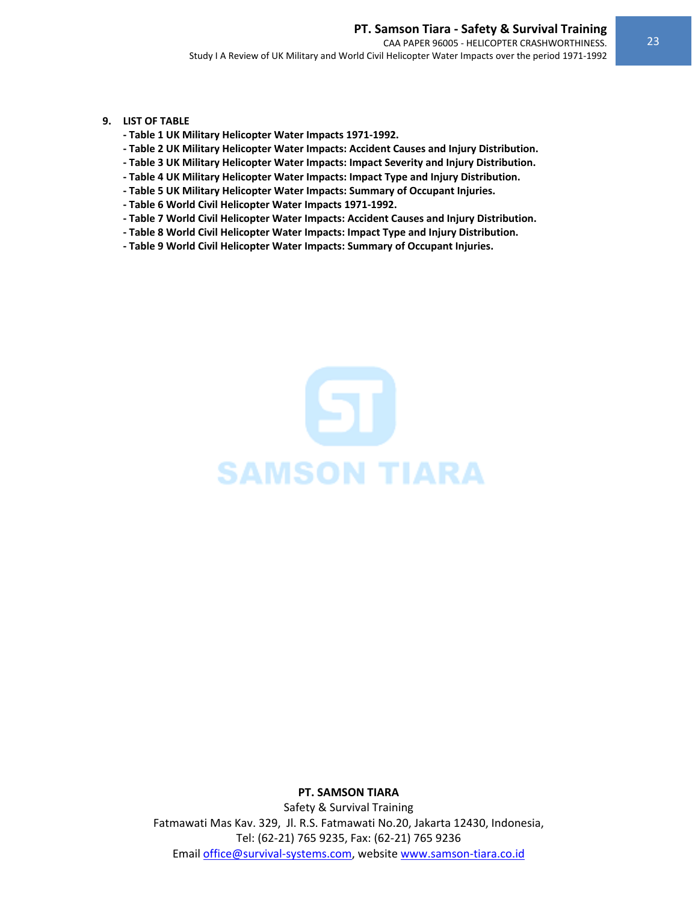## 9. LIST OF TABLE

- **Table 1 UK Military Helicopter Water Impacts 1971-1992.**
- **Table 2 UK Military Helicopter Water Impacts: Accident Causes and Injury Distribution.**
- **Table 3 UK Military Helicopter Water Impacts: Impact Severity and Injury Distribution.**
- **Table 4 UK Military Helicopter Water Impacts: Impact Type and Injury Distribution.**
- **Table 5 UK Military Helicopter Water Impacts: Summary of Occupant Injuries.**
- **Table 6 World Civil Helicopter Water Impacts 1971-1992.**
- **Table 7 World Civil Helicopter Water Impacts: Accident Causes and Injury Distribution.**
- **Table 8 World Civil Helicopter Water Impacts: Impact Type and Injury Distribution.**
- **Table 9 World Civil Helicopter Water Impacts: Summary of Occupant Injuries.**